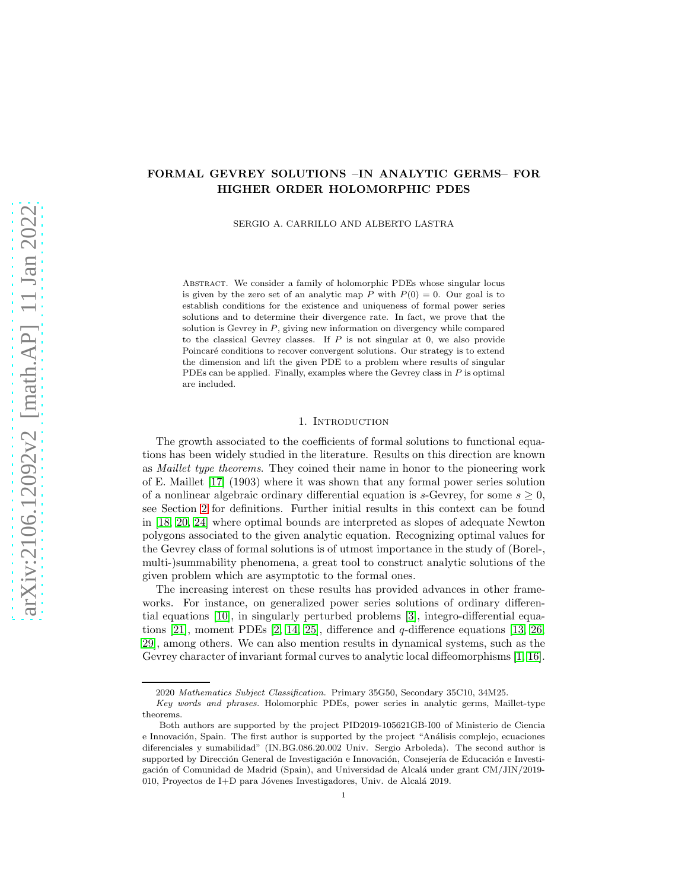# FORMAL GEVREY SOLUTIONS –IN ANALYTIC GERMS– FOR HIGHER ORDER HOLOMORPHIC PDES

SERGIO A. CARRILLO AND ALBERTO LASTRA

Abstract. We consider a family of holomorphic PDEs whose singular locus is given by the zero set of an analytic map $P$ with $P(0) = 0$. Our goal is to establish conditions for the existence and uniqueness of formal power series solutions and to determine their divergence rate. In fact, we prove that the solution is Gevrey in $P$, giving new information on divergency while compared to the classical Gevrey classes. If $P$ is not singular at 0, we also provide Poincaré conditions to recover convergent solutions. Our strategy is to extend the dimension and lift the given PDE to a problem where results of singular PDEs can be applied. Finally, examples where the Gevrey class in $P$ is optimal are included.

## 1. Introduction

The growth associated to the coefficients of formal solutions to functional equations has been widely studied in the literature. Results on this direction are known as *Maillet type theorems*. They coined their name in honor to the pioneering work of E. Maillet [17] (1903) where it was shown that any formal power series solution of a nonlinear algebraic ordinary differential equation is $s$-Gevrey, for some $s \geq 0$, see Section 2 for definitions. Further initial results in this context can be found in [18, 20, 24] where optimal bounds are interpreted as slopes of adequate Newton polygons associated to the given analytic equation. Recognizing optimal values for the Gevrey class of formal solutions is of utmost importance in the study of (Borel-, multi-)summability phenomena, a great tool to construct analytic solutions of the given problem which are asymptotic to the formal ones.

The increasing interest on these results has provided advances in other frameworks. For instance, on generalized power series solutions of ordinary differential equations [10], in singularly perturbed problems [3], integro-differential equations [21], moment PDEs [2, 14, 25], difference and $q$-difference equations [13, 26, 29], among others. We can also mention results in dynamical systems, such as the Gevrey character of invariant formal curves to analytic local diffeomorphisms [1, 16].

---

2020 *Mathematics Subject Classification.* Primary 35G50, Secondary 35C10, 34M25.

*Key words and phrases.* Holomorphic PDEs, power series in analytic germs, Maillet-type theorems.

Both authors are supported by the project PID2019-105621GB-I00 of Ministerio de Ciencia e Innovación, Spain. The first author is supported by the project "Análisis complejo, ecuaciones diferenciales y sumabilidad" (IN.BG.086.20.002 Univ. Sergio Arboleda). The second author is supported by Dirección General de Investigación e Innovación, Consejería de Educación e Investigación of Comunidad de Madrid (Spain), and Universidad de Alcalá under grant CM/JIN/2019-010, Proyectos de I+D para Jóvenes Investigadores, Univ. de Alcalá 2019.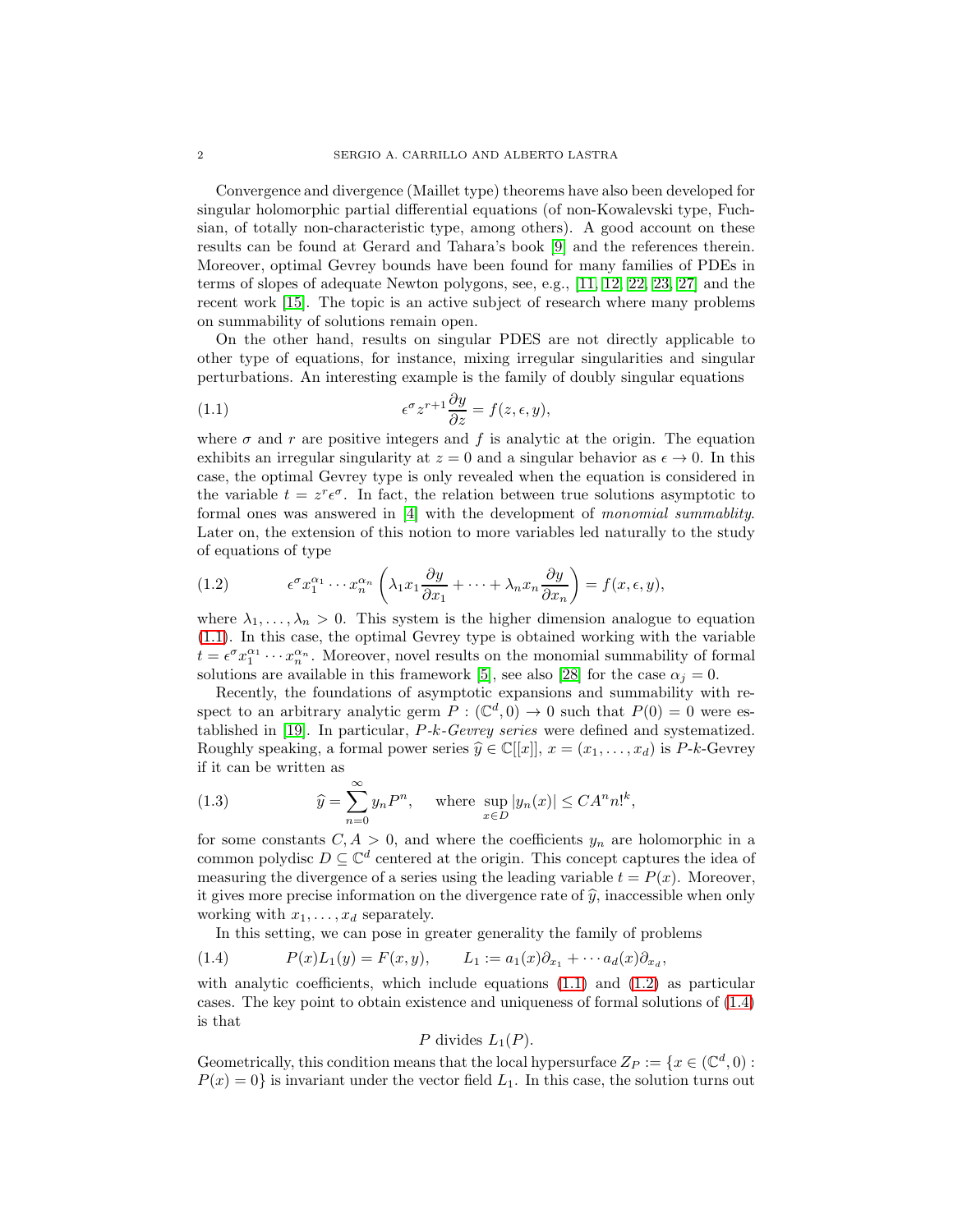Convergence and divergence (Maillet type) theorems have also been developed for singular holomorphic partial differential equations (of non-Kowalevski type, Fuchsian, of totally non-characteristic type, among others). A good account on these results can be found at Gerard and Tahara's book [9] and the references therein. Moreover, optimal Gevrey bounds have been found for many families of PDEs in terms of slopes of adequate Newton polygons, see, e.g., [11, 12, 22, 23, 27] and the recent work [15]. The topic is an active subject of research where many problems on summability of solutions remain open.

On the other hand, results on singular PDES are not directly applicable to other type of equations, for instance, mixing irregular singularities and singular perturbations. An interesting example is the family of doubly singular equations

$$\epsilon^\sigma z^{r+1}\frac{\partial y}{\partial z} = f(z,\epsilon,y), \tag{1.1}$$

where $\sigma$ and $r$ are positive integers and $f$ is analytic at the origin. The equation exhibits an irregular singularity at $z=0$ and a singular behavior as $\epsilon\to 0$. In this case, the optimal Gevrey type is only revealed when the equation is considered in the variable $t=z^r\epsilon^\sigma$. In fact, the relation between true solutions asymptotic to formal ones was answered in [4] with the development of *monomial summablity*. Later on, the extension of this notion to more variables led naturally to the study of equations of type

$$\epsilon^\sigma x_1^{\alpha_1}\cdots x_n^{\alpha_n}\left(\lambda_1 x_1\frac{\partial y}{\partial x_1}+\cdots+\lambda_n x_n\frac{\partial y}{\partial x_n}\right) = f(x,\epsilon,y), \tag{1.2}$$

where $\lambda_1,\dots,\lambda_n>0$. This system is the higher dimension analogue to equation (1.1). In this case, the optimal Gevrey type is obtained working with the variable $t=\epsilon^\sigma x_1^{\alpha_1}\cdots x_n^{\alpha_n}$. Moreover, novel results on the monomial summability of formal solutions are available in this framework [5], see also [28] for the case $\alpha_j=0$.

Recently, the foundations of asymptotic expansions and summability with respect to an arbitrary analytic germ $P:(\mathbb{C}^d,0)\to 0$ such that $P(0)=0$ were established in [19]. In particular, *$P$-$k$-Gevrey series* were defined and systematized. Roughly speaking, a formal power series $\widehat{y}\in\mathbb{C}[[x]]$, $x=(x_1,\dots,x_d)$ is $P$-$k$-Gevrey if it can be written as

$$\widehat{y}=\sum_{n=0}^{\infty} y_n P^n, \quad \text{where } \sup_{x\in D}|y_n(x)|\le CA^n n!^k, \tag{1.3}$$

for some constants $C,A>0$, and where the coefficients $y_n$ are holomorphic in a common polydisc $D\subseteq\mathbb{C}^d$ centered at the origin. This concept captures the idea of measuring the divergence of a series using the leading variable $t=P(x)$. Moreover, it gives more precise information on the divergence rate of $\widehat{y}$, inaccessible when only working with $x_1,\dots,x_d$ separately.

In this setting, we can pose in greater generality the family of problems

$$P(x)L_1(y)=F(x,y), \qquad L_1:=a_1(x)\partial_{x_1}+\cdots a_d(x)\partial_{x_d}, \tag{1.4}$$

with analytic coefficients, which include equations (1.1) and (1.2) as particular cases. The key point to obtain existence and uniqueness of formal solutions of (1.4) is that

$$P \text{ divides } L_1(P).$$

Geometrically, this condition means that the local hypersurface $Z_P:=\{x\in(\mathbb{C}^d,0): P(x)=0\}$ is invariant under the vector field $L_1$. In this case, the solution turns out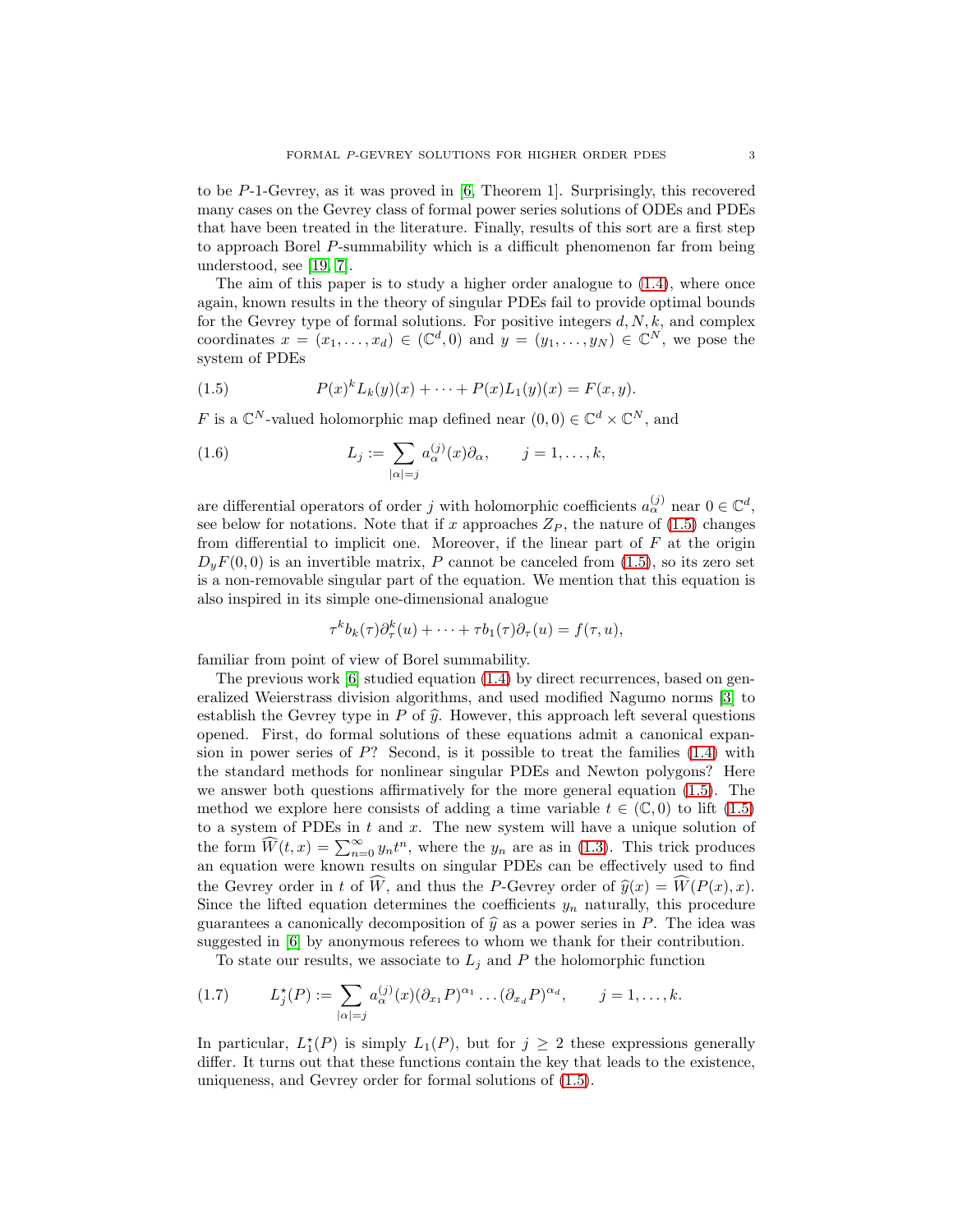to be $P$-1-Gevrey, as it was proved in [6, Theorem 1]. Surprisingly, this recovered many cases on the Gevrey class of formal power series solutions of ODEs and PDEs that have been treated in the literature. Finally, results of this sort are a first step to approach Borel $P$-summability which is a difficult phenomenon far from being understood, see [19, 7].

The aim of this paper is to study a higher order analogue to (1.4), where once again, known results in the theory of singular PDEs fail to provide optimal bounds for the Gevrey type of formal solutions. For positive integers $d, N, k$, and complex coordinates $x = (x_1, \ldots, x_d) \in (\mathbb{C}^d, 0)$ and $y = (y_1, \ldots, y_N) \in \mathbb{C}^N$, we pose the system of PDEs

$$P(x)^k L_k(y)(x) + \cdots + P(x)L_1(y)(x) = F(x, y). \tag{1.5}$$

$F$ is a $\mathbb{C}^N$-valued holomorphic map defined near $(0, 0) \in \mathbb{C}^d \times \mathbb{C}^N$, and

$$L_j := \sum_{|\alpha|=j} a_\alpha^{(j)}(x)\partial_\alpha, \qquad j = 1, \ldots, k, \tag{1.6}$$

are differential operators of order $j$ with holomorphic coefficients $a_\alpha^{(j)}$ near $0 \in \mathbb{C}^d$, see below for notations. Note that if $x$ approaches $Z_P$, the nature of (1.5) changes from differential to implicit one. Moreover, if the linear part of $F$ at the origin $D_yF(0, 0)$ is an invertible matrix, $P$ cannot be canceled from (1.5), so its zero set is a non-removable singular part of the equation. We mention that this equation is also inspired in its simple one-dimensional analogue

$$\tau^k b_k(\tau)\partial_\tau^k(u) + \cdots + \tau b_1(\tau)\partial_\tau(u) = f(\tau, u),$$

familiar from point of view of Borel summability.

The previous work [6] studied equation (1.4) by direct recurrences, based on generalized Weierstrass division algorithms, and used modified Nagumo norms [3] to establish the Gevrey type in $P$ of $\widehat{y}$. However, this approach left several questions opened. First, do formal solutions of these equations admit a canonical expansion in power series of $P$? Second, is it possible to treat the families (1.4) with the standard methods for nonlinear singular PDEs and Newton polygons? Here we answer both questions affirmatively for the more general equation (1.5). The method we explore here consists of adding a time variable $t \in (\mathbb{C}, 0)$ to lift (1.5) to a system of PDEs in $t$ and $x$. The new system will have a unique solution of the form $\widehat{W}(t, x) = \sum_{n=0}^{\infty} y_n t^n$, where the $y_n$ are as in (1.3). This trick produces an equation were known results on singular PDEs can be effectively used to find the Gevrey order in $t$ of $\widehat{W}$, and thus the $P$-Gevrey order of $\widehat{y}(x) = \widehat{W}(P(x), x)$. Since the lifted equation determines the coefficients $y_n$ naturally, this procedure guarantees a canonically decomposition of $\widehat{y}$ as a power series in $P$. The idea was suggested in [6] by anonymous referees to whom we thank for their contribution.

To state our results, we associate to $L_j$ and $P$ the holomorphic function

$$L_j^\star(P) := \sum_{|\alpha|=j} a_\alpha^{(j)}(x)(\partial_{x_1}P)^{\alpha_1} \ldots (\partial_{x_d}P)^{\alpha_d}, \qquad j = 1, \ldots, k. \tag{1.7}$$

In particular, $L_1^\star(P)$ is simply $L_1(P)$, but for $j \geq 2$ these expressions generally differ. It turns out that these functions contain the key that leads to the existence, uniqueness, and Gevrey order for formal solutions of (1.5).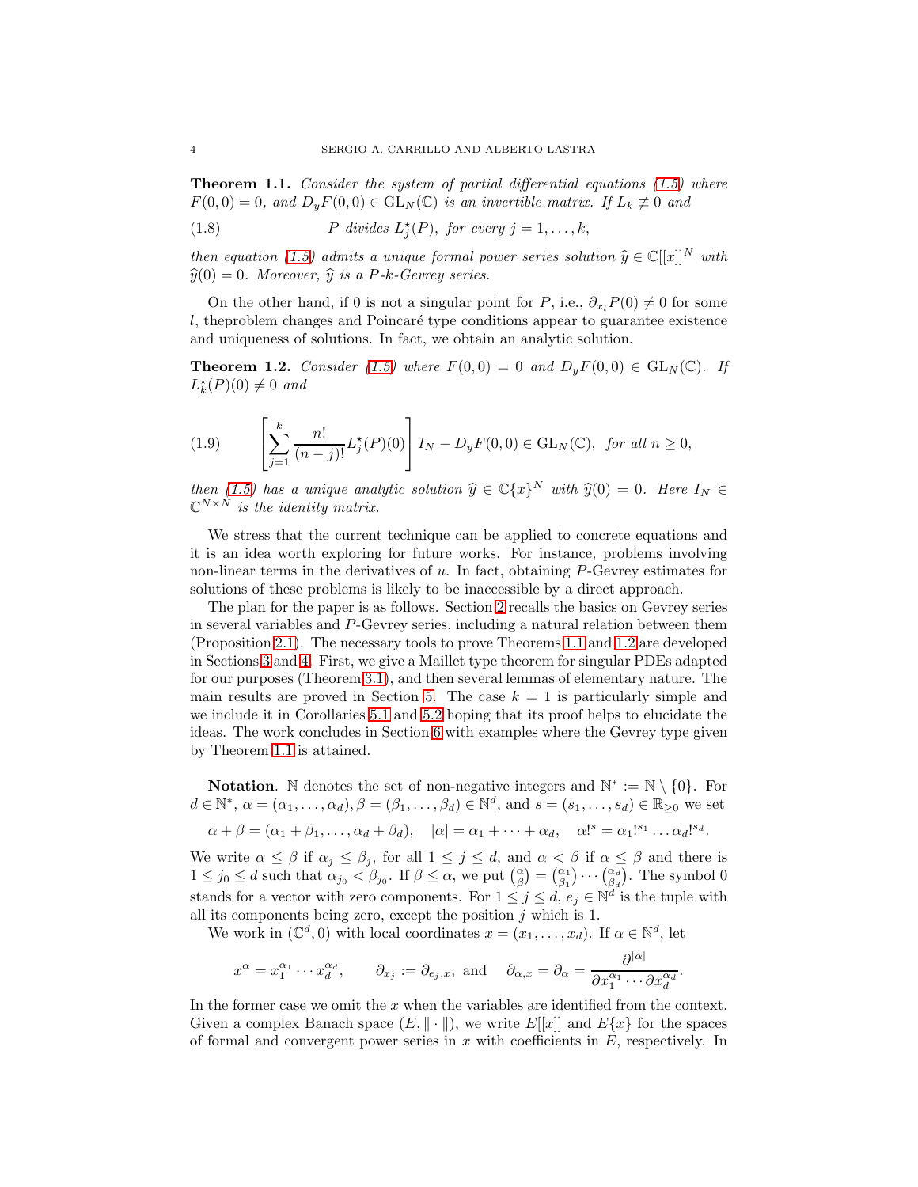**Theorem 1.1.** *Consider the system of partial differential equations (1.5) where $F(0,0)=0$, and $D_yF(0,0)\in \mathrm{GL}_N(\mathbb{C})$ is an invertible matrix. If $L_k\not\equiv 0$ and*

$$P \text{ divides } L_j^\star(P), \text{ for every } j=1,\dots,k, \tag{1.8}$$

*then equation (1.5) admits a unique formal power series solution $\widehat{y}\in\mathbb{C}[[x]]^N$ with $\widehat{y}(0)=0$. Moreover, $\widehat{y}$ is a $P$-$k$-Gevrey series.*

On the other hand, if 0 is not a singular point for $P$, i.e., $\partial_{x_l}P(0)\neq 0$ for some $l$, theproblem changes and Poincaré type conditions appear to guarantee existence and uniqueness of solutions. In fact, we obtain an analytic solution.

**Theorem 1.2.** *Consider (1.5) where $F(0,0)=0$ and $D_yF(0,0)\in\mathrm{GL}_N(\mathbb{C})$. If $L_k^\star(P)(0)\neq 0$ and*

$$\left[\sum_{j=1}^k \frac{n!}{(n-j)!}L_j^\star(P)(0)\right]I_N - D_yF(0,0)\in \mathrm{GL}_N(\mathbb{C}),\quad \text{for all } n\geq 0, \tag{1.9}$$

*then (1.5) has a unique analytic solution $\widehat{y}\in\mathbb{C}\{x\}^N$ with $\widehat{y}(0)=0$. Here $I_N\in\mathbb{C}^{N\times N}$ is the identity matrix.*

We stress that the current technique can be applied to concrete equations and it is an idea worth exploring for future works. For instance, problems involving non-linear terms in the derivatives of $u$. In fact, obtaining $P$-Gevrey estimates for solutions of these problems is likely to be inaccessible by a direct approach.

The plan for the paper is as follows. Section 2 recalls the basics on Gevrey series in several variables and $P$-Gevrey series, including a natural relation between them (Proposition 2.1). The necessary tools to prove Theorems 1.1 and 1.2 are developed in Sections 3 and 4. First, we give a Maillet type theorem for singular PDEs adapted for our purposes (Theorem 3.1), and then several lemmas of elementary nature. The main results are proved in Section 5. The case $k=1$ is particularly simple and we include it in Corollaries 5.1 and 5.2 hoping that its proof helps to elucidate the ideas. The work concludes in Section 6 with examples where the Gevrey type given by Theorem 1.1 is attained.

**Notation**. $\mathbb{N}$ denotes the set of non-negative integers and $\mathbb{N}^*:=\mathbb{N}\setminus\{0\}$. For $d\in\mathbb{N}^*$, $\alpha=(\alpha_1,\dots,\alpha_d),\beta=(\beta_1,\dots,\beta_d)\in\mathbb{N}^d$, and $s=(s_1,\dots,s_d)\in\mathbb{R}_{\geq 0}$ we set

$$\alpha+\beta=(\alpha_1+\beta_1,\dots,\alpha_d+\beta_d),\quad |\alpha|=\alpha_1+\cdots+\alpha_d,\quad \alpha!^s=\alpha_1!^{s_1}\dots\alpha_d!^{s_d}.$$

We write $\alpha\leq\beta$ if $\alpha_j\leq\beta_j$, for all $1\leq j\leq d$, and $\alpha<\beta$ if $\alpha\leq\beta$ and there is $1\leq j_0\leq d$ such that $\alpha_{j_0}<\beta_{j_0}$. If $\beta\leq\alpha$, we put $\binom{\alpha}{\beta}=\binom{\alpha_1}{\beta_1}\cdots\binom{\alpha_d}{\beta_d}$. The symbol 0 stands for a vector with zero components. For $1\leq j\leq d$, $e_j\in\mathbb{N}^d$ is the tuple with all its components being zero, except the position $j$ which is 1.

We work in $(\mathbb{C}^d,0)$ with local coordinates $x=(x_1,\dots,x_d)$. If $\alpha\in\mathbb{N}^d$, let

$$x^\alpha=x_1^{\alpha_1}\cdots x_d^{\alpha_d},\qquad \partial_{x_j}:=\partial_{e_j,x},\ \text{and}\quad \partial_{\alpha,x}=\partial_\alpha=\frac{\partial^{|\alpha|}}{\partial x_1^{\alpha_1}\cdots\partial x_d^{\alpha_d}}.$$

In the former case we omit the $x$ when the variables are identified from the context. Given a complex Banach space $(E,\|\cdot\|)$, we write $E[[x]]$ and $E\{x\}$ for the spaces of formal and convergent power series in $x$ with coefficients in $E$, respectively. In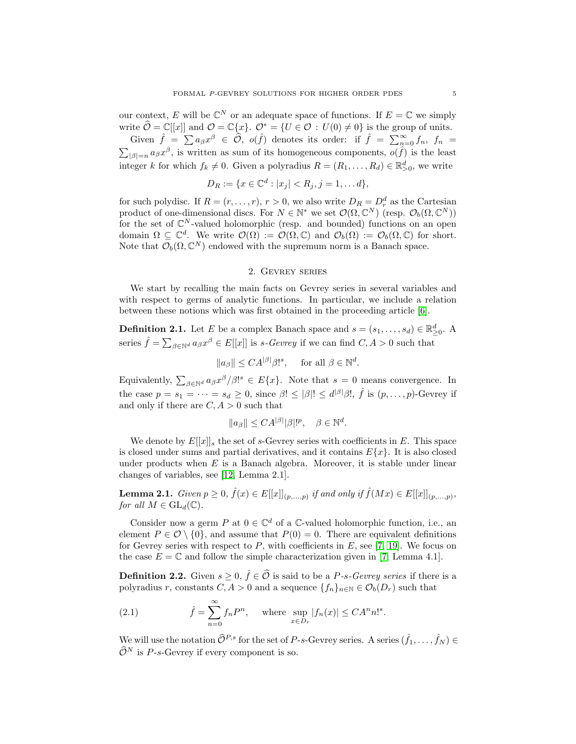our context, $E$ will be $\mathbb{C}^N$ or an adequate space of functions. If $E = \mathbb{C}$ we simply write $\widehat{\mathcal{O}} = \mathbb{C}[[x]]$ and $\mathcal{O} = \mathbb{C}\{x\}$. $\mathcal{O}^* = \{U \in \mathcal{O} : U(0) \neq 0\}$ is the group of units.

Given $\hat{f} = \sum a_\beta x^\beta \in \widehat{\mathcal{O}}$, $o(\hat{f})$ denotes its order: if $\hat{f} = \sum_{n=0}^\infty f_n$, $f_n = \sum_{|\beta|=n} a_\beta x^\beta$, is written as sum of its homogeneous components, $o(\hat{f})$ is the least integer $k$ for which $f_k \neq 0$. Given a polyradius $R = (R_1, \dots, R_d) \in \mathbb{R}^d_{>0}$, we write

$$D_R := \{x \in \mathbb{C}^d : |x_j| < R_j, j = 1, \dots d\},$$

for such polydisc. If $R = (r, \dots, r)$, $r > 0$, we also write $D_R = D_r^d$ as the Cartesian product of one-dimensional discs. For $N \in \mathbb{N}^*$ we set $\mathcal{O}(\Omega, \mathbb{C}^N)$ (resp. $\mathcal{O}_b(\Omega, \mathbb{C}^N)$) for the set of $\mathbb{C}^N$-valued holomorphic (resp. and bounded) functions on an open domain $\Omega \subseteq \mathbb{C}^d$. We write $\mathcal{O}(\Omega) := \mathcal{O}(\Omega, \mathbb{C})$ and $\mathcal{O}_b(\Omega) := \mathcal{O}_b(\Omega, \mathbb{C})$ for short. Note that $\mathcal{O}_b(\Omega, \mathbb{C}^N)$ endowed with the supremum norm is a Banach space.

## 2. Gevrey series

We start by recalling the main facts on Gevrey series in several variables and with respect to germs of analytic functions. In particular, we include a relation between these notions which was first obtained in the proceeding article [6].

**Definition 2.1.** Let $E$ be a complex Banach space and $s = (s_1, \dots, s_d) \in \mathbb{R}^d_{\geq 0}$. A series $\hat{f} = \sum_{\beta \in \mathbb{N}^d} a_\beta x^\beta \in E[[x]]$ is *$s$-Gevrey* if we can find $C, A > 0$ such that

$$\|a_\beta\| \leq C A^{|\beta|} \beta!^s, \quad \text{for all } \beta \in \mathbb{N}^d.$$

Equivalently, $\sum_{\beta \in \mathbb{N}^d} a_\beta x^\beta / \beta!^s \in E\{x\}$. Note that $s = 0$ means convergence. In the case $p = s_1 = \dots = s_d \geq 0$, since $\beta! \leq |\beta|! \leq d^{|\beta|} \beta!$, $\hat{f}$ is $(p, \dots, p)$-Gevrey if and only if there are $C, A > 0$ such that

$$\|a_\beta\| \leq C A^{|\beta|} |\beta|!^p, \quad \beta \in \mathbb{N}^d.$$

We denote by $E[[x]]_s$ the set of $s$-Gevrey series with coefficients in $E$. This space is closed under sums and partial derivatives, and it contains $E\{x\}$. It is also closed under products when $E$ is a Banach algebra. Moreover, it is stable under linear changes of variables, see [12, Lemma 2.1].

**Lemma 2.1.** *Given $p \geq 0$, $\hat{f}(x) \in E[[x]]_{(p,\dots,p)}$ if and only if $\hat{f}(Mx) \in E[[x]]_{(p,\dots,p)}$, for all $M \in \mathrm{GL}_d(\mathbb{C})$.*

Consider now a germ $P$ at $0 \in \mathbb{C}^d$ of a $\mathbb{C}$-valued holomorphic function, i.e., an element $P \in \mathcal{O} \setminus \{0\}$, and assume that $P(0) = 0$. There are equivalent definitions for Gevrey series with respect to $P$, with coefficients in $E$, see [7, 19]. We focus on the case $E = \mathbb{C}$ and follow the simple characterization given in [7, Lemma 4.1].

**Definition 2.2.** Given $s \geq 0$, $\hat{f} \in \widehat{\mathcal{O}}$ is said to be a *$P$-$s$-Gevrey series* if there is a polyradius $r$, constants $C, A > 0$ and a sequence $\{f_n\}_{n \in \mathbb{N}} \in \mathcal{O}_b(D_r)$ such that

$$\hat{f} = \sum_{n=0}^\infty f_n P^n, \quad \text{where } \sup_{x \in D_r} |f_n(x)| \leq C A^n n!^s. \tag{2.1}$$

We will use the notation $\widehat{\mathcal{O}}^{P,s}$ for the set of $P$-$s$-Gevrey series. A series $(\hat{f}_1, \dots, \hat{f}_N) \in \widehat{\mathcal{O}}^N$ is $P$-$s$-Gevrey if every component is so.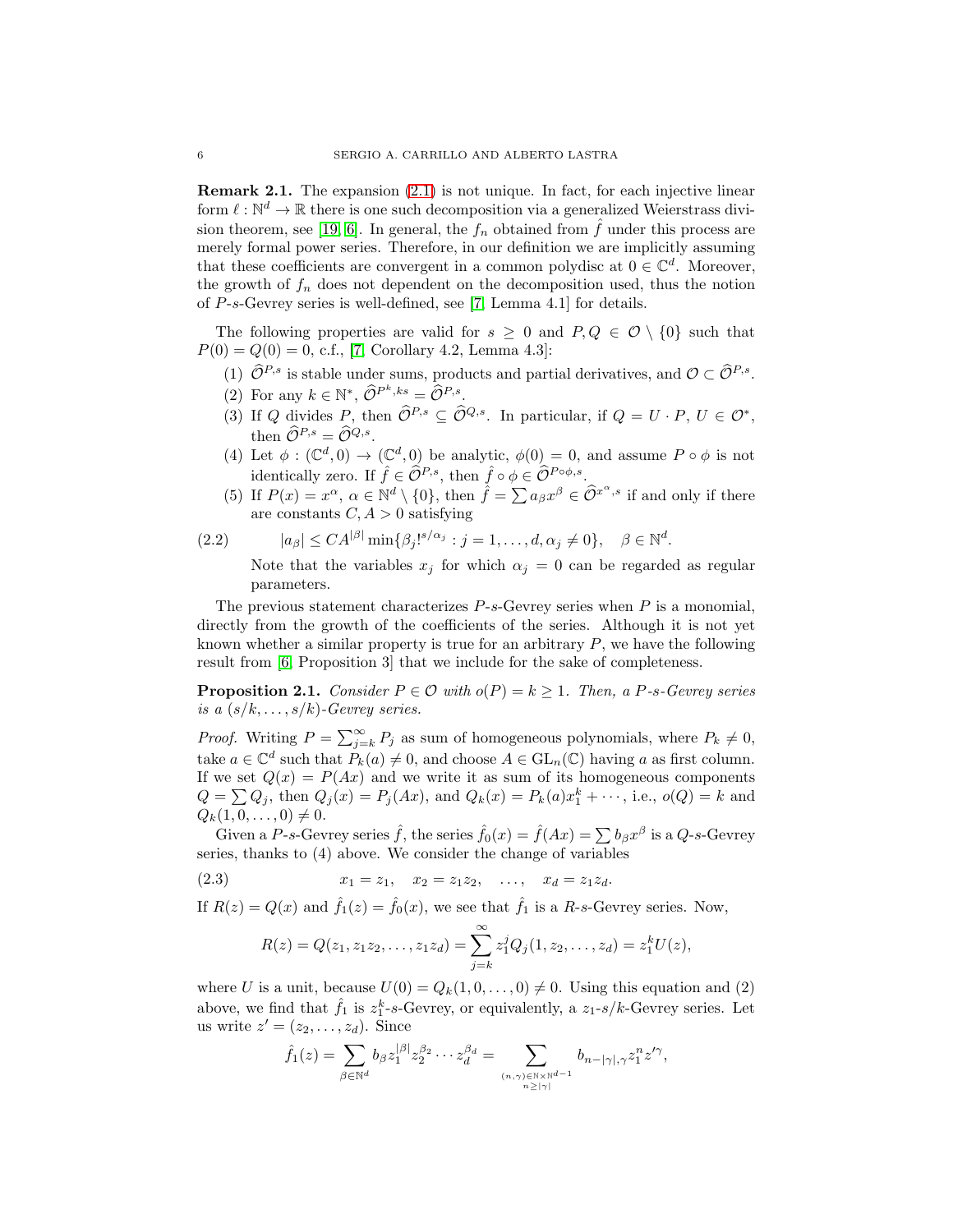**Remark 2.1.** The expansion (2.1) is not unique. In fact, for each injective linear form $\ell : \mathbb{N}^d \to \mathbb{R}$ there is one such decomposition via a generalized Weierstrass division theorem, see [19, 6]. In general, the $f_n$ obtained from $\hat{f}$ under this process are merely formal power series. Therefore, in our definition we are implicitly assuming that these coefficients are convergent in a common polydisc at $0 \in \mathbb{C}^d$. Moreover, the growth of $f_n$ does not dependent on the decomposition used, thus the notion of $P$-$s$-Gevrey series is well-defined, see [7, Lemma 4.1] for details.

The following properties are valid for $s \geq 0$ and $P, Q \in \mathcal{O} \setminus \{0\}$ such that $P(0) = Q(0) = 0$, c.f., [7, Corollary 4.2, Lemma 4.3]:

1. $\widehat{\mathcal{O}}^{P,s}$ is stable under sums, products and partial derivatives, and $\mathcal{O} \subset \widehat{\mathcal{O}}^{P,s}$.
2. For any $k \in \mathbb{N}^*$, $\widehat{\mathcal{O}}^{P^k,ks} = \widehat{\mathcal{O}}^{P,s}$.
3. If $Q$ divides $P$, then $\widehat{\mathcal{O}}^{P,s} \subseteq \widehat{\mathcal{O}}^{Q,s}$. In particular, if $Q = U \cdot P$, $U \in \mathcal{O}^*$, then $\widehat{\mathcal{O}}^{P,s} = \widehat{\mathcal{O}}^{Q,s}$.
4. Let $\phi : (\mathbb{C}^d, 0) \to (\mathbb{C}^d, 0)$ be analytic, $\phi(0) = 0$, and assume $P \circ \phi$ is not identically zero. If $\hat{f} \in \widehat{\mathcal{O}}^{P,s}$, then $\hat{f} \circ \phi \in \widehat{\mathcal{O}}^{P \circ \phi, s}$.
5. If $P(x) = x^\alpha$, $\alpha \in \mathbb{N}^d \setminus \{0\}$, then $\hat{f} = \sum a_\beta x^\beta \in \widehat{\mathcal{O}}^{x^\alpha, s}$ if and only if there are constants $C, A > 0$ satisfying

$$|a_\beta| \leq C A^{|\beta|} \min\{\beta_j!^{s/\alpha_j} : j = 1, \ldots, d, \alpha_j \neq 0\}, \quad \beta \in \mathbb{N}^d. \tag{2.2}$$

   Note that the variables $x_j$ for which $\alpha_j = 0$ can be regarded as regular parameters.

The previous statement characterizes $P$-$s$-Gevrey series when $P$ is a monomial, directly from the growth of the coefficients of the series. Although it is not yet known whether a similar property is true for an arbitrary $P$, we have the following result from [6, Proposition 3] that we include for the sake of completeness.

**Proposition 2.1.** *Consider $P \in \mathcal{O}$ with $o(P) = k \geq 1$. Then, a $P$-$s$-Gevrey series is a $(s/k, \ldots, s/k)$-Gevrey series.*

*Proof.* Writing $P = \sum_{j=k}^\infty P_j$ as sum of homogeneous polynomials, where $P_k \neq 0$, take $a \in \mathbb{C}^d$ such that $P_k(a) \neq 0$, and choose $A \in \mathrm{GL}_n(\mathbb{C})$ having $a$ as first column. If we set $Q(x) = P(Ax)$ and we write it as sum of its homogeneous components $Q = \sum Q_j$, then $Q_j(x) = P_j(Ax)$, and $Q_k(x) = P_k(a)x_1^k + \cdots$, i.e., $o(Q) = k$ and $Q_k(1, 0, \ldots, 0) \neq 0$.

Given a $P$-$s$-Gevrey series $\hat{f}$, the series $\hat{f}_0(x) = \hat{f}(Ax) = \sum b_\beta x^\beta$ is a $Q$-$s$-Gevrey series, thanks to (4) above. We consider the change of variables

$$x_1 = z_1, \quad x_2 = z_1 z_2, \quad \ldots, \quad x_d = z_1 z_d. \tag{2.3}$$

If $R(z) = Q(x)$ and $\hat{f}_1(z) = \hat{f}_0(x)$, we see that $\hat{f}_1$ is a $R$-$s$-Gevrey series. Now,

$$R(z) = Q(z_1, z_1 z_2, \ldots, z_1 z_d) = \sum_{j=k}^\infty z_1^j Q_j(1, z_2, \ldots, z_d) = z_1^k U(z),$$

where $U$ is a unit, because $U(0) = Q_k(1, 0, \ldots, 0) \neq 0$. Using this equation and (2) above, we find that $\hat{f}_1$ is $z_1^k$-$s$-Gevrey, or equivalently, a $z_1$-$s/k$-Gevrey series. Let us write $z' = (z_2, \ldots, z_d)$. Since

$$\hat{f}_1(z) = \sum_{\beta \in \mathbb{N}^d} b_\beta z_1^{|\beta|} z_2^{\beta_2} \cdots z_d^{\beta_d} = \sum_{\substack{(n,\gamma) \in \mathbb{N} \times \mathbb{N}^{d-1} \\ n \geq |\gamma|}} b_{n-|\gamma|, \gamma} z_1^n z'^\gamma,$$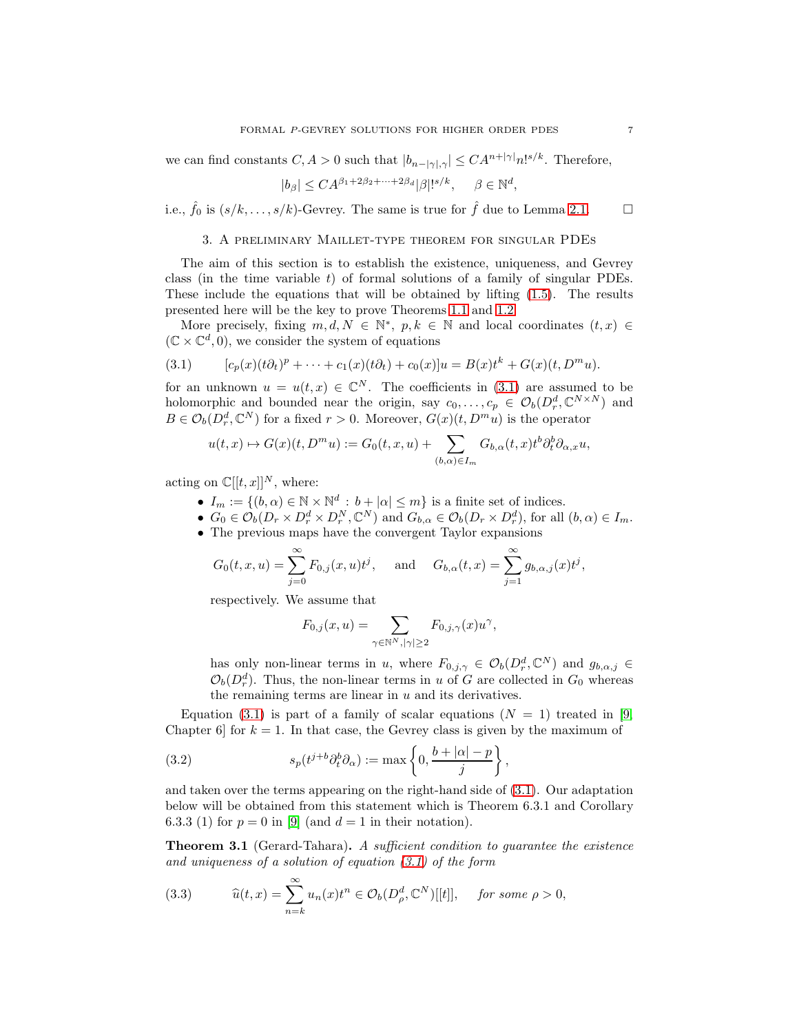we can find constants $C, A > 0$ such that $|b_{n-|\gamma|,\gamma}| \leq CA^{n+|\gamma|} n!^{s/k}$. Therefore,

$$|b_\beta| \leq CA^{\beta_1+2\beta_2+\cdots+2\beta_d} |\beta|!^{s/k}, \quad \beta \in \mathbb{N}^d,$$

i.e., $\hat{f}_0$ is $(s/k,\ldots,s/k)$-Gevrey. The same is true for $\hat{f}$ due to Lemma 2.1. $\square$

## 3. A preliminary Maillet-type theorem for singular PDEs

The aim of this section is to establish the existence, uniqueness, and Gevrey class (in the time variable $t$) of formal solutions of a family of singular PDEs. These include the equations that will be obtained by lifting (1.5). The results presented here will be the key to prove Theorems 1.1 and 1.2.

More precisely, fixing $m, d, N \in \mathbb{N}^*$, $p, k \in \mathbb{N}$ and local coordinates $(t, x) \in (\mathbb{C} \times \mathbb{C}^d, 0)$, we consider the system of equations

$$[c_p(x)(t\partial_t)^p + \cdots + c_1(x)(t\partial_t) + c_0(x)]u = B(x)t^k + G(x)(t, D^m u). \tag{3.1}$$

for an unknown $u = u(t, x) \in \mathbb{C}^N$. The coefficients in (3.1) are assumed to be holomorphic and bounded near the origin, say $c_0, \ldots, c_p \in \mathcal{O}_b(D_r^d, \mathbb{C}^{N\times N})$ and $B \in \mathcal{O}_b(D_r^d, \mathbb{C}^N)$ for a fixed $r > 0$. Moreover, $G(x)(t, D^m u)$ is the operator

$$u(t, x) \mapsto G(x)(t, D^m u) := G_0(t, x, u) + \sum_{(b,\alpha)\in I_m} G_{b,\alpha}(t, x) t^b \partial_t^b \partial_{\alpha,x} u,$$

acting on $\mathbb{C}[[t, x]]^N$, where:

- $I_m := \{(b, \alpha) \in \mathbb{N} \times \mathbb{N}^d : b + |\alpha| \leq m\}$ is a finite set of indices.
- $G_0 \in \mathcal{O}_b(D_r \times D_r^d \times D_r^N, \mathbb{C}^N)$ and $G_{b,\alpha} \in \mathcal{O}_b(D_r \times D_r^d)$, for all $(b, \alpha) \in I_m$.
- The previous maps have the convergent Taylor expansions

  $$G_0(t, x, u) = \sum_{j=0}^{\infty} F_{0,j}(x, u) t^j, \quad \text{and} \quad G_{b,\alpha}(t, x) = \sum_{j=1}^{\infty} g_{b,\alpha,j}(x) t^j,$$

  respectively. We assume that

  $$F_{0,j}(x, u) = \sum_{\gamma\in\mathbb{N}^N, |\gamma|\geq 2} F_{0,j,\gamma}(x) u^\gamma,$$

  has only non-linear terms in $u$, where $F_{0,j,\gamma} \in \mathcal{O}_b(D_r^d, \mathbb{C}^N)$ and $g_{b,\alpha,j} \in \mathcal{O}_b(D_r^d)$. Thus, the non-linear terms in $u$ of $G$ are collected in $G_0$ whereas the remaining terms are linear in $u$ and its derivatives.

Equation (3.1) is part of a family of scalar equations ($N = 1$) treated in [9, Chapter 6] for $k = 1$. In that case, the Gevrey class is given by the maximum of

$$s_p(t^{j+b}\partial_t^b \partial_\alpha) := \max\left\{0, \frac{b + |\alpha| - p}{j}\right\}, \tag{3.2}$$

and taken over the terms appearing on the right-hand side of (3.1). Our adaptation below will be obtained from this statement which is Theorem 6.3.1 and Corollary 6.3.3 (1) for $p = 0$ in [9] (and $d = 1$ in their notation).

**Theorem 3.1** (Gerard-Tahara)**.** *A sufficient condition to guarantee the existence and uniqueness of a solution of equation (3.1) of the form*

$$\widehat{u}(t, x) = \sum_{n=k}^{\infty} u_n(x) t^n \in \mathcal{O}_b(D_\rho^d, \mathbb{C}^N)[[t]], \quad \textit{for some } \rho > 0, \tag{3.3}$$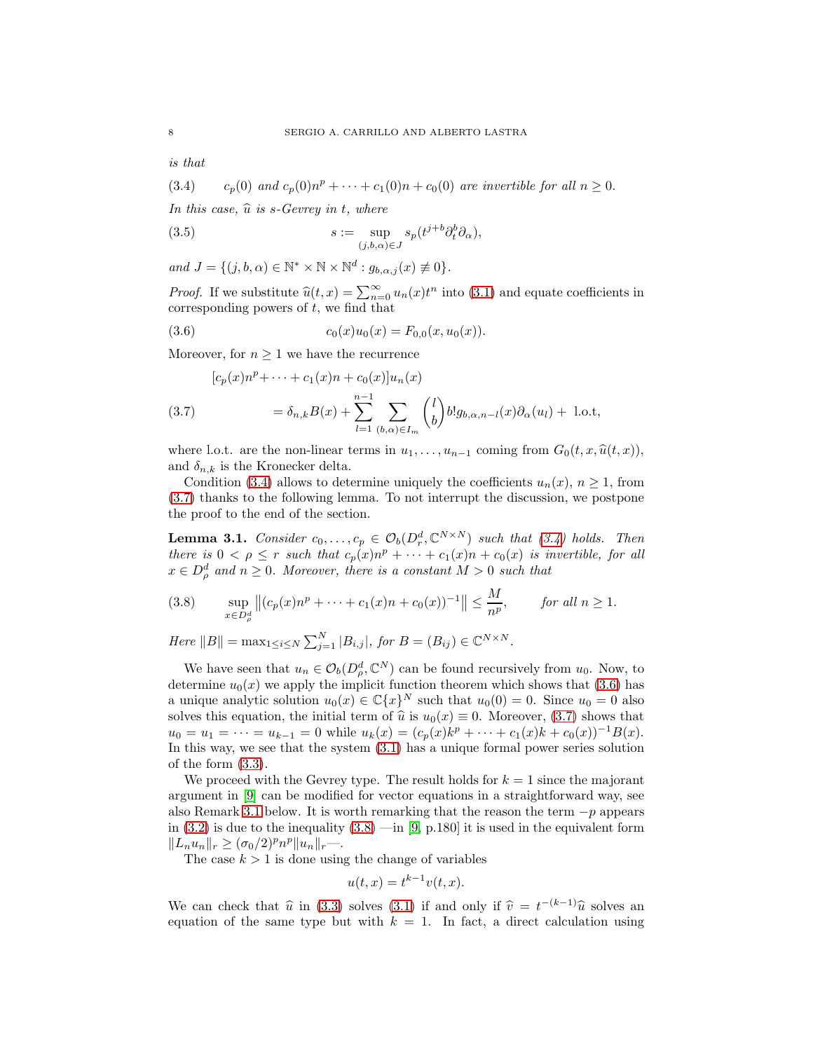*is that*

$$c_p(0) \text{ and } c_p(0)n^p + \cdots + c_1(0)n + c_0(0) \text{ are invertible for all } n \geq 0. \tag{3.4}$$

*In this case, $\widehat{u}$ is $s$-Gevrey in $t$, where*

$$s := \sup_{(j,b,\alpha)\in J} s_p(t^{j+b}\partial_t^b \partial_\alpha), \tag{3.5}$$

*and $J = \{(j, b, \alpha) \in \mathbb{N}^* \times \mathbb{N} \times \mathbb{N}^d : g_{b,\alpha,j}(x) \not\equiv 0\}$.*

*Proof.* If we substitute $\widehat{u}(t, x) = \sum_{n=0}^{\infty} u_n(x)t^n$ into (3.1) and equate coefficients in corresponding powers of $t$, we find that

$$c_0(x)u_0(x) = F_{0,0}(x, u_0(x)). \tag{3.6}$$

Moreover, for $n \geq 1$ we have the recurrence

$$\begin{aligned}
&[c_p(x)n^p + \cdots + c_1(x)n + c_0(x)]u_n(x)\\
&\qquad = \delta_{n,k}B(x) + \sum_{l=1}^{n-1} \sum_{(b,\alpha)\in I_m} \binom{l}{b} b! g_{b,\alpha,n-l}(x)\partial_\alpha(u_l) + \text{ l.o.t,}
\end{aligned} \tag{3.7}$$

where l.o.t. are the non-linear terms in $u_1, \ldots, u_{n-1}$ coming from $G_0(t, x, \widehat{u}(t, x))$, and $\delta_{n,k}$ is the Kronecker delta.

Condition (3.4) allows to determine uniquely the coefficients $u_n(x)$, $n \geq 1$, from (3.7) thanks to the following lemma. To not interrupt the discussion, we postpone the proof to the end of the section.

**Lemma 3.1.** *Consider $c_0, \ldots, c_p \in \mathcal{O}_b(D_r^d, \mathbb{C}^{N\times N})$ such that (3.4) holds. Then there is $0 < \rho \leq r$ such that $c_p(x)n^p + \cdots + c_1(x)n + c_0(x)$ is invertible, for all $x \in D_\rho^d$ and $n \geq 0$. Moreover, there is a constant $M > 0$ such that*

$$\sup_{x\in D_\rho^d} \left\|(c_p(x)n^p + \cdots + c_1(x)n + c_0(x))^{-1}\right\| \leq \frac{M}{n^p}, \qquad \textit{for all } n \geq 1. \tag{3.8}$$

*Here $\|B\| = \max_{1\leq i\leq N} \sum_{j=1}^{N} |B_{i,j}|$, for $B = (B_{ij}) \in \mathbb{C}^{N\times N}$.*

We have seen that $u_n \in \mathcal{O}_b(D_\rho^d, \mathbb{C}^N)$ can be found recursively from $u_0$. Now, to determine $u_0(x)$ we apply the implicit function theorem which shows that (3.6) has a unique analytic solution $u_0(x) \in \mathbb{C}\{x\}^N$ such that $u_0(0) = 0$. Since $u_0 = 0$ also solves this equation, the initial term of $\widehat{u}$ is $u_0(x) \equiv 0$. Moreover, (3.7) shows that $u_0 = u_1 = \cdots = u_{k-1} = 0$ while $u_k(x) = (c_p(x)k^p + \cdots + c_1(x)k + c_0(x))^{-1}B(x)$. In this way, we see that the system (3.1) has a unique formal power series solution of the form (3.3).

We proceed with the Gevrey type. The result holds for $k = 1$ since the majorant argument in [9] can be modified for vector equations in a straightforward way, see also Remark 3.1 below. It is worth remarking that the reason the term $-p$ appears in (3.2) is due to the inequality (3.8) —in [9, p.180] it is used in the equivalent form $\|L_n u_n\|_r \geq (\sigma_0/2)^p n^p \|u_n\|_r$—.

The case $k > 1$ is done using the change of variables

$$u(t, x) = t^{k-1}v(t, x).$$

We can check that $\widehat{u}$ in (3.3) solves (3.1) if and only if $\widehat{v} = t^{-(k-1)}\widehat{u}$ solves an equation of the same type but with $k = 1$. In fact, a direct calculation using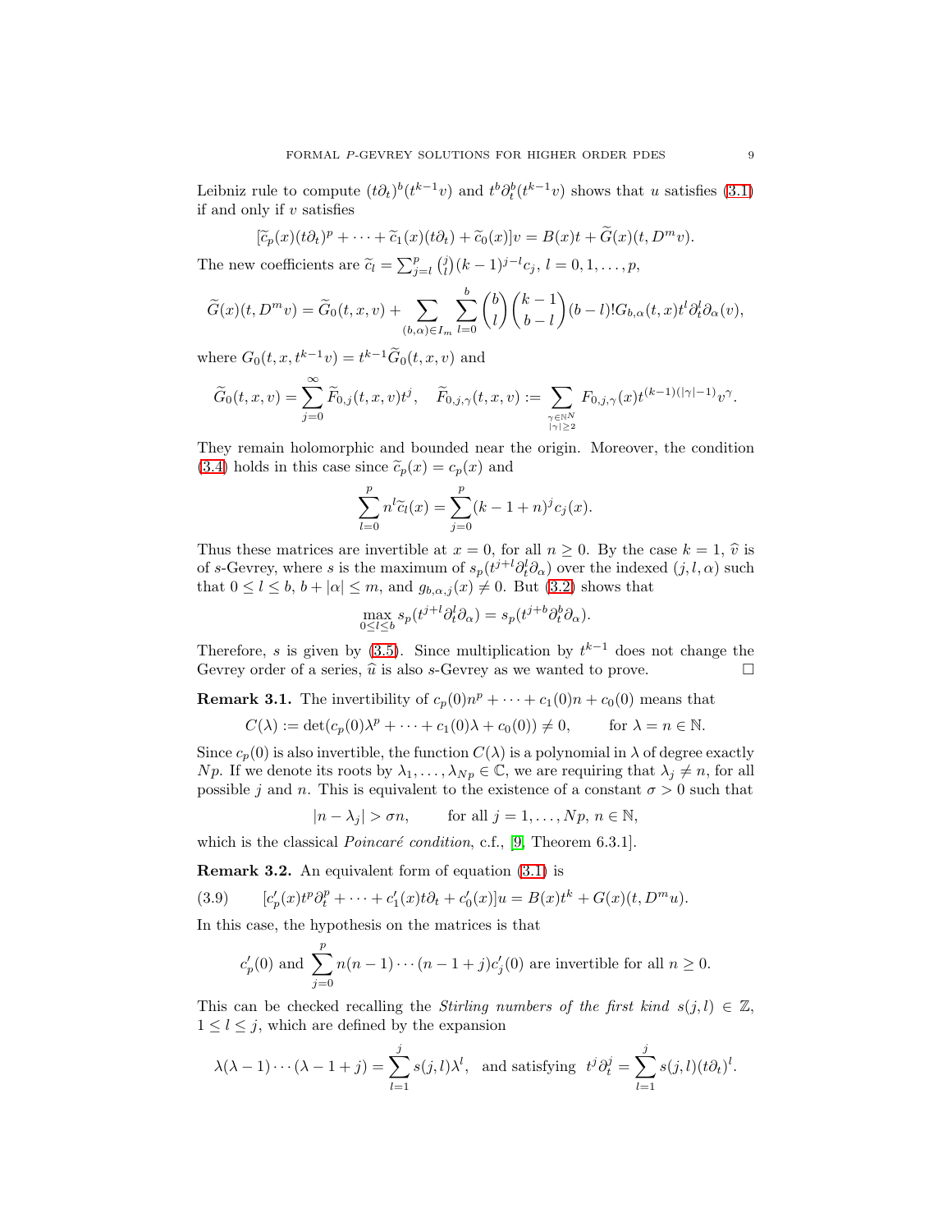Leibniz rule to compute $(t\partial_t)^b(t^{k-1}v)$ and $t^b\partial_t^b(t^{k-1}v)$ shows that $u$ satisfies (3.1) if and only if $v$ satisfies

$$[\widetilde{c}_p(x)(t\partial_t)^p + \cdots + \widetilde{c}_1(x)(t\partial_t) + \widetilde{c}_0(x)]v = B(x)t + \widetilde{G}(x)(t, D^m v).$$

The new coefficients are $\widetilde{c}_l = \sum_{j=l}^p \binom{j}{l}(k-1)^{j-l}c_j$, $l = 0, 1, \ldots, p$,

$$\widetilde{G}(x)(t, D^m v) = \widetilde{G}_0(t, x, v) + \sum_{(b,\alpha)\in I_m} \sum_{l=0}^{b} \binom{b}{l}\binom{k-1}{b-l}(b-l)!G_{b,\alpha}(t,x)t^l\partial_t^l\partial_\alpha(v),$$

where $G_0(t, x, t^{k-1}v) = t^{k-1}\widetilde{G}_0(t, x, v)$ and

$$\widetilde{G}_0(t, x, v) = \sum_{j=0}^{\infty} \widetilde{F}_{0,j}(t, x, v)t^j, \quad \widetilde{F}_{0,j,\gamma}(t, x, v) := \sum_{\substack{\gamma\in\mathbb{N}^N \\ |\gamma|\geq 2}} F_{0,j,\gamma}(x)t^{(k-1)(|\gamma|-1)}v^\gamma.$$

They remain holomorphic and bounded near the origin. Moreover, the condition (3.4) holds in this case since $\widetilde{c}_p(x) = c_p(x)$ and

$$\sum_{l=0}^{p} n^l \widetilde{c}_l(x) = \sum_{j=0}^{p} (k-1+n)^j c_j(x).$$

Thus these matrices are invertible at $x = 0$, for all $n \geq 0$. By the case $k = 1$, $\widehat{v}$ is of $s$-Gevrey, where $s$ is the maximum of $s_p(t^{j+l}\partial_t^l\partial_\alpha)$ over the indexed $(j, l, \alpha)$ such that $0 \leq l \leq b$, $b + |\alpha| \leq m$, and $g_{b,\alpha,j}(x) \neq 0$. But (3.2) shows that

$$\max_{0\leq l\leq b} s_p(t^{j+l}\partial_t^l\partial_\alpha) = s_p(t^{j+b}\partial_t^b\partial_\alpha).$$

Therefore, $s$ is given by (3.5). Since multiplication by $t^{k-1}$ does not change the Gevrey order of a series, $\widehat{u}$ is also $s$-Gevrey as we wanted to prove. □

**Remark 3.1.** The invertibility of $c_p(0)n^p + \cdots + c_1(0)n + c_0(0)$ means that

$$C(\lambda) := \det(c_p(0)\lambda^p + \cdots + c_1(0)\lambda + c_0(0)) \neq 0, \qquad \text{for } \lambda = n \in \mathbb{N}.$$

Since $c_p(0)$ is also invertible, the function $C(\lambda)$ is a polynomial in $\lambda$ of degree exactly $Np$. If we denote its roots by $\lambda_1, \ldots, \lambda_{Np} \in \mathbb{C}$, we are requiring that $\lambda_j \neq n$, for all possible $j$ and $n$. This is equivalent to the existence of a constant $\sigma > 0$ such that

$$|n - \lambda_j| > \sigma n, \qquad \text{for all } j = 1, \ldots, Np,\ n \in \mathbb{N},$$

which is the classical *Poincaré condition*, c.f., [9, Theorem 6.3.1].

**Remark 3.2.** An equivalent form of equation (3.1) is

$$[c'_p(x)t^p\partial_t^p + \cdots + c'_1(x)t\partial_t + c'_0(x)]u = B(x)t^k + G(x)(t, D^m u). \tag{3.9}$$

In this case, the hypothesis on the matrices is that

$$c'_p(0) \text{ and } \sum_{j=0}^{p} n(n-1)\cdots(n-1+j)c'_j(0) \text{ are invertible for all } n \geq 0.$$

This can be checked recalling the *Stirling numbers of the first kind* $s(j, l) \in \mathbb{Z}$, $1 \leq l \leq j$, which are defined by the expansion

$$\lambda(\lambda-1)\cdots(\lambda-1+j) = \sum_{l=1}^{j} s(j,l)\lambda^l, \text{ and satisfying } t^j\partial_t^j = \sum_{l=1}^{j} s(j,l)(t\partial_t)^l.$$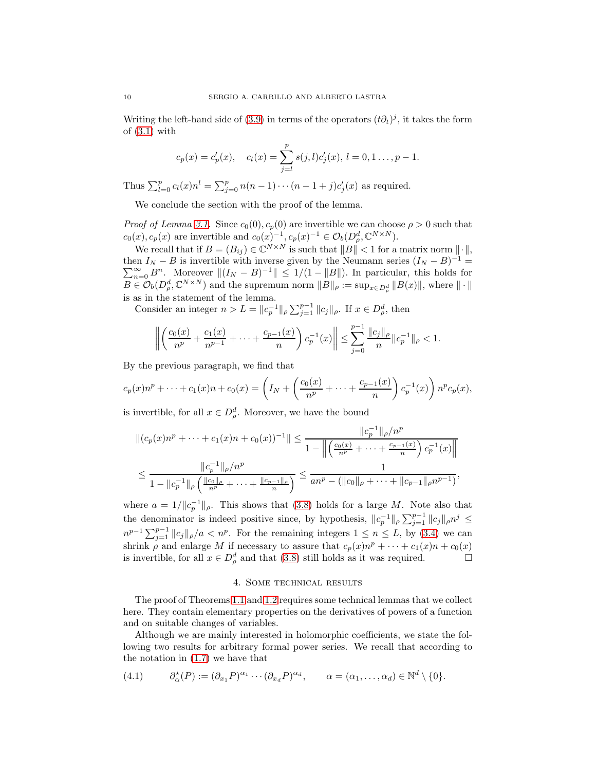Writing the left-hand side of (3.9) in terms of the operators $(t\partial_t)^j$, it takes the form of (3.1) with

$$c_p(x) = c_p'(x), \quad c_l(x) = \sum_{j=l}^{p} s(j,l) c_j'(x),\ l = 0, 1 \ldots, p-1.$$

Thus $\sum_{l=0}^{p} c_l(x) n^l = \sum_{j=0}^{p} n(n-1)\cdots(n-1+j) c_j'(x)$ as required.

We conclude the section with the proof of the lemma.

*Proof of Lemma 3.1.* Since $c_0(0), c_p(0)$ are invertible we can choose $\rho > 0$ such that $c_0(x), c_p(x)$ are invertible and $c_0(x)^{-1}, c_p(x)^{-1} \in \mathcal{O}_b(D_\rho^d, \mathbb{C}^{N\times N})$.

We recall that if $B = (B_{ij}) \in \mathbb{C}^{N\times N}$ is such that $\|B\| < 1$ for a matrix norm $\|\cdot\|$, then $I_N - B$ is invertible with inverse given by the Neumann series $(I_N - B)^{-1} = \sum_{n=0}^{\infty} B^n$. Moreover $\|(I_N - B)^{-1}\| \leq 1/(1-\|B\|)$. In particular, this holds for $B \in \mathcal{O}_b(D_\rho^d, \mathbb{C}^{N\times N})$ and the supremum norm $\|B\|_\rho := \sup_{x\in D_\rho^d} \|B(x)\|$, where $\|\cdot\|$ is as in the statement of the lemma.

Consider an integer $n > L = \|c_p^{-1}\|_\rho \sum_{j=1}^{p-1} \|c_j\|_\rho$. If $x \in D_\rho^d$, then

$$\left\| \left( \frac{c_0(x)}{n^p} + \frac{c_1(x)}{n^{p-1}} + \cdots + \frac{c_{p-1}(x)}{n} \right) c_p^{-1}(x) \right\| \leq \sum_{j=0}^{p-1} \frac{\|c_j\|_\rho}{n} \|c_p^{-1}\|_\rho < 1.$$

By the previous paragraph, we find that

$$c_p(x)n^p + \cdots + c_1(x)n + c_0(x) = \left( I_N + \left( \frac{c_0(x)}{n^p} + \cdots + \frac{c_{p-1}(x)}{n} \right) c_p^{-1}(x) \right) n^p c_p(x),$$

is invertible, for all $x \in D_\rho^d$. Moreover, we have the bound

$$\begin{aligned}
\|(c_p(x)n^p + \cdots + c_1(x)n + c_0(x))^{-1}\| &\leq \frac{\|c_p^{-1}\|_\rho / n^p}{1 - \left\| \left( \frac{c_0(x)}{n^p} + \cdots + \frac{c_{p-1}(x)}{n} \right) c_p^{-1}(x) \right\|} \\
&\leq \frac{\|c_p^{-1}\|_\rho / n^p}{1 - \|c_p^{-1}\|_\rho \left( \frac{\|c_0\|_\rho}{n^p} + \cdots + \frac{\|c_{p-1}\|_\rho}{n} \right)} \leq \frac{1}{an^p - (\|c_0\|_\rho + \cdots + \|c_{p-1}\|_\rho n^{p-1})},
\end{aligned}$$

where $a = 1/\|c_p^{-1}\|_\rho$. This shows that (3.8) holds for a large $M$. Note also that the denominator is indeed positive since, by hypothesis, $\|c_p^{-1}\|_\rho \sum_{j=1}^{p-1} \|c_j\|_\rho n^j \leq n^{p-1} \sum_{j=1}^{p-1} \|c_j\|_\rho / a < n^p$. For the remaining integers $1 \leq n \leq L$, by (3.4) we can shrink $\rho$ and enlarge $M$ if necessary to assure that $c_p(x)n^p + \cdots + c_1(x)n + c_0(x)$ is invertible, for all $x \in D_\rho^d$ and that (3.8) still holds as it was required. $\square$

## 4. Some technical results

The proof of Theorems 1.1 and 1.2 requires some technical lemmas that we collect here. They contain elementary properties on the derivatives of powers of a function and on suitable changes of variables.

Although we are mainly interested in holomorphic coefficients, we state the following two results for arbitrary formal power series. We recall that according to the notation in (1.7) we have that

$$\partial_\alpha^\star(P) := (\partial_{x_1} P)^{\alpha_1} \cdots (\partial_{x_d} P)^{\alpha_d}, \qquad \alpha = (\alpha_1, \ldots, \alpha_d) \in \mathbb{N}^d \setminus \{0\}. \tag{4.1}$$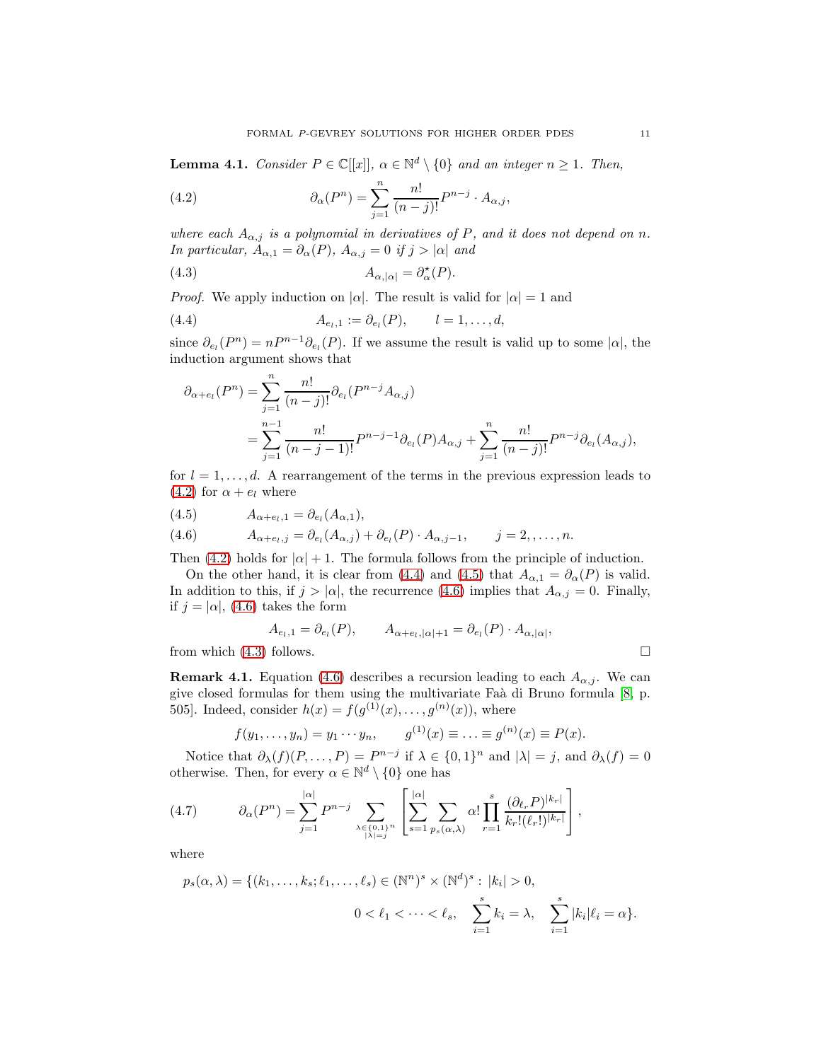**Lemma 4.1.** *Consider $P \in \mathbb{C}[[x]]$, $\alpha \in \mathbb{N}^d \setminus \{0\}$ and an integer $n \geq 1$. Then,*

$$\partial_\alpha(P^n) = \sum_{j=1}^{n} \frac{n!}{(n-j)!} P^{n-j} \cdot A_{\alpha,j}, \tag{4.2}$$

*where each $A_{\alpha,j}$ is a polynomial in derivatives of $P$, and it does not depend on $n$. In particular, $A_{\alpha,1} = \partial_\alpha(P)$, $A_{\alpha,j} = 0$ if $j > |\alpha|$ and*

$$A_{\alpha,|\alpha|} = \partial^\star_\alpha(P). \tag{4.3}$$

*Proof.* We apply induction on $|\alpha|$. The result is valid for $|\alpha| = 1$ and

$$A_{e_l,1} := \partial_{e_l}(P), \qquad l = 1, \ldots, d, \tag{4.4}$$

since $\partial_{e_l}(P^n) = nP^{n-1}\partial_{e_l}(P)$. If we assume the result is valid up to some $|\alpha|$, the induction argument shows that

$$\begin{aligned}
\partial_{\alpha+e_l}(P^n) &= \sum_{j=1}^{n} \frac{n!}{(n-j)!} \partial_{e_l}(P^{n-j} A_{\alpha,j}) \\
&= \sum_{j=1}^{n-1} \frac{n!}{(n-j-1)!} P^{n-j-1} \partial_{e_l}(P) A_{\alpha,j} + \sum_{j=1}^{n} \frac{n!}{(n-j)!} P^{n-j} \partial_{e_l}(A_{\alpha,j}),
\end{aligned}$$

for $l = 1, \ldots, d$. A rearrangement of the terms in the previous expression leads to (4.2) for $\alpha + e_l$ where

$$A_{\alpha+e_l,1} = \partial_{e_l}(A_{\alpha,1}), \tag{4.5}$$

$$A_{\alpha+e_l,j} = \partial_{e_l}(A_{\alpha,j}) + \partial_{e_l}(P) \cdot A_{\alpha,j-1}, \qquad j = 2, \ldots, n. \tag{4.6}$$

Then (4.2) holds for $|\alpha| + 1$. The formula follows from the principle of induction.

On the other hand, it is clear from (4.4) and (4.5) that $A_{\alpha,1} = \partial_\alpha(P)$ is valid. In addition to this, if $j > |\alpha|$, the recurrence (4.6) implies that $A_{\alpha,j} = 0$. Finally, if $j = |\alpha|$, (4.6) takes the form

$$A_{e_l,1} = \partial_{e_l}(P), \qquad A_{\alpha+e_l,|\alpha|+1} = \partial_{e_l}(P) \cdot A_{\alpha,|\alpha|},$$

from which (4.3) follows. $\square$

**Remark 4.1.** Equation (4.6) describes a recursion leading to each $A_{\alpha,j}$. We can give closed formulas for them using the multivariate Faà di Bruno formula [8, p. 505]. Indeed, consider $h(x) = f(g^{(1)}(x), \ldots, g^{(n)}(x))$, where

$$f(y_1, \ldots, y_n) = y_1 \cdots y_n, \qquad g^{(1)}(x) \equiv \ldots \equiv g^{(n)}(x) \equiv P(x).$$

Notice that $\partial_\lambda(f)(P, \ldots, P) = P^{n-j}$ if $\lambda \in \{0,1\}^n$ and $|\lambda| = j$, and $\partial_\lambda(f) = 0$ otherwise. Then, for every $\alpha \in \mathbb{N}^d \setminus \{0\}$ one has

$$\partial_\alpha(P^n) = \sum_{j=1}^{|\alpha|} P^{n-j} \sum_{\substack{\lambda \in \{0,1\}^n \\ |\lambda|=j}} \left[ \sum_{s=1}^{|\alpha|} \sum_{p_s(\alpha,\lambda)} \alpha! \prod_{r=1}^{s} \frac{(\partial_{\ell_r} P)^{|k_r|}}{k_r!(\ell_r!)^{|k_r|}} \right], \tag{4.7}$$

where

$$\begin{aligned}
p_s(\alpha, \lambda) = \{(k_1, \ldots, k_s; \ell_1, \ldots, \ell_s) \in (\mathbb{N}^n)^s \times (\mathbb{N}^d)^s : |k_i| > 0, \\
0 < \ell_1 < \cdots < \ell_s, \quad \sum_{i=1}^{s} k_i = \lambda, \quad \sum_{i=1}^{s} |k_i| \ell_i = \alpha\}.
\end{aligned}$$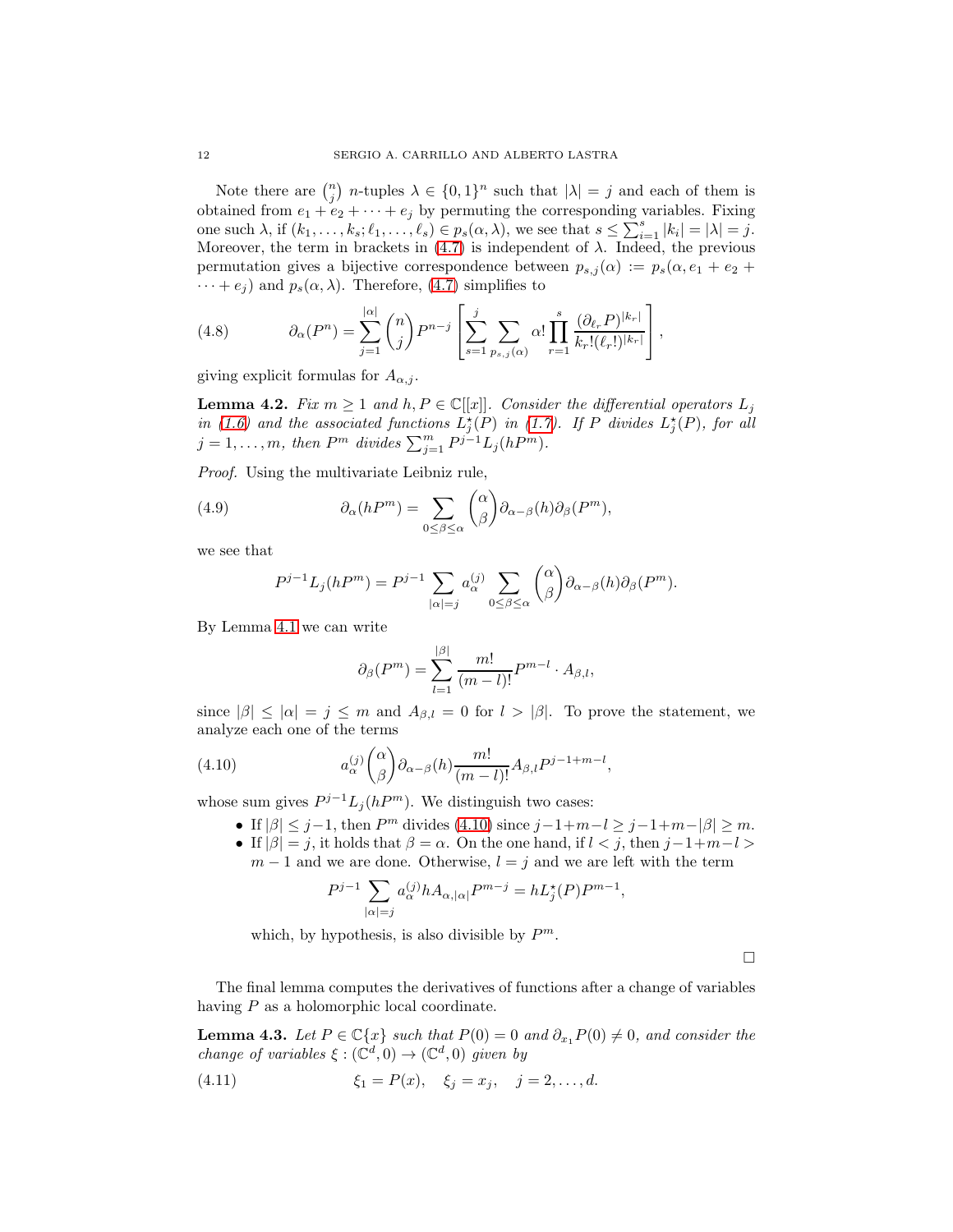Note there are $\binom{n}{j}$ $n$-tuples $\lambda \in \{0,1\}^n$ such that $|\lambda| = j$ and each of them is obtained from $e_1 + e_2 + \cdots + e_j$ by permuting the corresponding variables. Fixing one such $\lambda$, if $(k_1, \ldots, k_s; \ell_1, \ldots, \ell_s) \in p_s(\alpha, \lambda)$, we see that $s \leq \sum_{i=1}^s |k_i| = |\lambda| = j$. Moreover, the term in brackets in (4.7) is independent of $\lambda$. Indeed, the previous permutation gives a bijective correspondence between $p_{s,j}(\alpha) := p_s(\alpha, e_1 + e_2 + \cdots + e_j)$ and $p_s(\alpha, \lambda)$. Therefore, (4.7) simplifies to

$$\partial_\alpha(P^n) = \sum_{j=1}^{|\alpha|} \binom{n}{j} P^{n-j} \left[ \sum_{s=1}^{j} \sum_{p_{s,j}(\alpha)} \alpha! \prod_{r=1}^{s} \frac{(\partial_{\ell_r} P)^{|k_r|}}{k_r!(\ell_r!)^{|k_r|}} \right], \tag{4.8}$$

giving explicit formulas for $A_{\alpha,j}$.

**Lemma 4.2.** *Fix $m \geq 1$ and $h, P \in \mathbb{C}[[x]]$. Consider the differential operators $L_j$ in (1.6) and the associated functions $L_j^\star(P)$ in (1.7). If $P$ divides $L_j^\star(P)$, for all $j = 1, \ldots, m$, then $P^m$ divides $\sum_{j=1}^m P^{j-1} L_j(hP^m)$.*

*Proof.* Using the multivariate Leibniz rule,

$$\partial_\alpha(hP^m) = \sum_{0 \leq \beta \leq \alpha} \binom{\alpha}{\beta} \partial_{\alpha-\beta}(h) \partial_\beta(P^m), \tag{4.9}$$

we see that

$$P^{j-1} L_j(hP^m) = P^{j-1} \sum_{|\alpha|=j} a_\alpha^{(j)} \sum_{0 \leq \beta \leq \alpha} \binom{\alpha}{\beta} \partial_{\alpha-\beta}(h) \partial_\beta(P^m).$$

By Lemma 4.1 we can write

$$\partial_\beta(P^m) = \sum_{l=1}^{|\beta|} \frac{m!}{(m-l)!} P^{m-l} \cdot A_{\beta,l},$$

since $|\beta| \leq |\alpha| = j \leq m$ and $A_{\beta,l} = 0$ for $l > |\beta|$. To prove the statement, we analyze each one of the terms

$$a_\alpha^{(j)} \binom{\alpha}{\beta} \partial_{\alpha-\beta}(h) \frac{m!}{(m-l)!} A_{\beta,l} P^{j-1+m-l}, \tag{4.10}$$

whose sum gives $P^{j-1} L_j(hP^m)$. We distinguish two cases:

- If $|\beta| \leq j-1$, then $P^m$ divides (4.10) since $j-1+m-l \geq j-1+m-|\beta| \geq m$.
- If $|\beta| = j$, it holds that $\beta = \alpha$. On the one hand, if $l < j$, then $j-1+m-l > m-1$ and we are done. Otherwise, $l = j$ and we are left with the term

$$P^{j-1} \sum_{|\alpha|=j} a_\alpha^{(j)} h A_{\alpha,|\alpha|} P^{m-j} = h L_j^\star(P) P^{m-1},$$

which, by hypothesis, is also divisible by $P^m$.

$\square$

The final lemma computes the derivatives of functions after a change of variables having $P$ as a holomorphic local coordinate.

**Lemma 4.3.** *Let $P \in \mathbb{C}\{x\}$ such that $P(0) = 0$ and $\partial_{x_1} P(0) \neq 0$, and consider the change of variables $\xi : (\mathbb{C}^d, 0) \to (\mathbb{C}^d, 0)$ given by*

$$\xi_1 = P(x), \quad \xi_j = x_j, \quad j = 2, \ldots, d. \tag{4.11}$$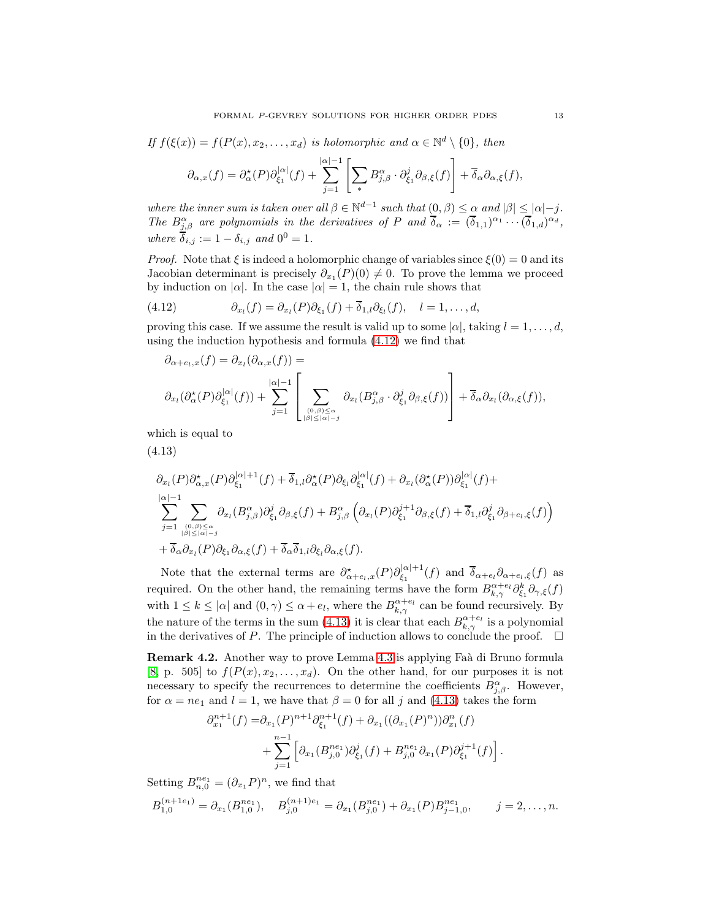*If $f(\xi(x)) = f(P(x), x_2, \dots, x_d)$ is holomorphic and $\alpha \in \mathbb{N}^d \setminus \{0\}$, then*

$$\partial_{\alpha,x}(f) = \partial^\star_\alpha(P)\partial^{|\alpha|}_{\xi_1}(f) + \sum_{j=1}^{|\alpha|-1} \left[ \sum_{*} B^\alpha_{j,\beta} \cdot \partial^j_{\xi_1} \partial_{\beta,\xi}(f) \right] + \overline{\delta}_\alpha \partial_{\alpha,\xi}(f),$$

*where the inner sum is taken over all $\beta \in \mathbb{N}^{d-1}$ such that $(0,\beta) \le \alpha$ and $|\beta| \le |\alpha| - j$. The $B^\alpha_{j,\beta}$ are polynomials in the derivatives of $P$ and $\overline{\delta}_\alpha := (\overline{\delta}_{1,1})^{\alpha_1} \cdots (\overline{\delta}_{1,d})^{\alpha_d}$, where $\overline{\delta}_{i,j} := 1 - \delta_{i,j}$ and $0^0 = 1$.*

*Proof.* Note that $\xi$ is indeed a holomorphic change of variables since $\xi(0) = 0$ and its Jacobian determinant is precisely $\partial_{x_1}(P)(0) \neq 0$. To prove the lemma we proceed by induction on $|\alpha|$. In the case $|\alpha| = 1$, the chain rule shows that

$$\partial_{x_l}(f) = \partial_{x_l}(P)\partial_{\xi_1}(f) + \overline{\delta}_{1,l}\partial_{\xi_l}(f), \quad l = 1, \dots, d, \tag{4.12}$$

proving this case. If we assume the result is valid up to some $|\alpha|$, taking $l = 1, \dots, d$, using the induction hypothesis and formula (4.12) we find that

$$\partial_{\alpha+e_l,x}(f) = \partial_{x_l}(\partial_{\alpha,x}(f)) =$$

$$\partial_{x_l}(\partial^\star_\alpha(P)\partial^{|\alpha|}_{\xi_1}(f)) + \sum_{j=1}^{|\alpha|-1} \left[ \sum_{\substack{(0,\beta)\le\alpha \\ |\beta|\le|\alpha|-j}} \partial_{x_l}(B^\alpha_{j,\beta} \cdot \partial^j_{\xi_1}\partial_{\beta,\xi}(f)) \right] + \overline{\delta}_\alpha \partial_{x_l}(\partial_{\alpha,\xi}(f)),$$

which is equal to

(4.13)

$$\begin{aligned}
&\partial_{x_l}(P)\partial^\star_{\alpha,x}(P)\partial^{|\alpha|+1}_{\xi_1}(f) + \overline{\delta}_{1,l}\partial^\star_\alpha(P)\partial_{\xi_l}\partial^{|\alpha|}_{\xi_1}(f) + \partial_{x_l}(\partial^\star_\alpha(P))\partial^{|\alpha|}_{\xi_1}(f) + \\
&\sum_{j=1}^{|\alpha|-1} \sum_{\substack{(0,\beta)\le\alpha \\ |\beta|\le|\alpha|-j}} \partial_{x_l}(B^\alpha_{j,\beta})\partial^j_{\xi_1}\partial_{\beta,\xi}(f) + B^\alpha_{j,\beta}\left(\partial_{x_l}(P)\partial^{j+1}_{\xi_1}\partial_{\beta,\xi}(f) + \overline{\delta}_{1,l}\partial^j_{\xi_1}\partial_{\beta+e_l,\xi}(f)\right) \\
&+ \overline{\delta}_\alpha \partial_{x_l}(P)\partial_{\xi_1}\partial_{\alpha,\xi}(f) + \overline{\delta}_\alpha\overline{\delta}_{1,l}\partial_{\xi_l}\partial_{\alpha,\xi}(f).
\end{aligned}$$

Note that the external terms are $\partial^\star_{\alpha+e_l,x}(P)\partial^{|\alpha|+1}_{\xi_1}(f)$ and $\overline{\delta}_{\alpha+e_l}\partial_{\alpha+e_l,\xi}(f)$ as required. On the other hand, the remaining terms have the form $B^{\alpha+e_l}_{k,\gamma}\partial^k_{\xi_1}\partial_{\gamma,\xi}(f)$ with $1 \le k \le |\alpha|$ and $(0,\gamma) \le \alpha + e_l$, where the $B^{\alpha+e_l}_{k,\gamma}$ can be found recursively. By the nature of the terms in the sum (4.13) it is clear that each $B^{\alpha+e_l}_{k,\gamma}$ is a polynomial in the derivatives of $P$. The principle of induction allows to conclude the proof. $\square$

**Remark 4.2.** Another way to prove Lemma 4.3 is applying Faà di Bruno formula [8, p. 505] to $f(P(x), x_2, \dots, x_d)$. On the other hand, for our purposes it is not necessary to specify the recurrences to determine the coefficients $B^\alpha_{j,\beta}$. However, for $\alpha = ne_1$ and $l = 1$, we have that $\beta = 0$ for all $j$ and (4.13) takes the form

$$\begin{aligned}
\partial^{n+1}_{x_1}(f) =& \partial_{x_1}(P)^{n+1}\partial^{n+1}_{\xi_1}(f) + \partial_{x_1}((\partial_{x_1}(P)^n))\partial^n_{x_1}(f) \\
&+ \sum_{j=1}^{n-1}\left[\partial_{x_1}(B^{ne_1}_{j,0})\partial^j_{\xi_1}(f) + B^{ne_1}_{j,0}\partial_{x_1}(P)\partial^{j+1}_{\xi_1}(f)\right].
\end{aligned}$$

Setting $B^{ne_1}_{n,0} = (\partial_{x_1}P)^n$, we find that

$$B^{(n+1e_1)}_{1,0} = \partial_{x_1}(B^{ne_1}_{1,0}), \quad B^{(n+1)e_1}_{j,0} = \partial_{x_1}(B^{ne_1}_{j,0}) + \partial_{x_1}(P)B^{ne_1}_{j-1,0}, \qquad j = 2, \dots, n.$$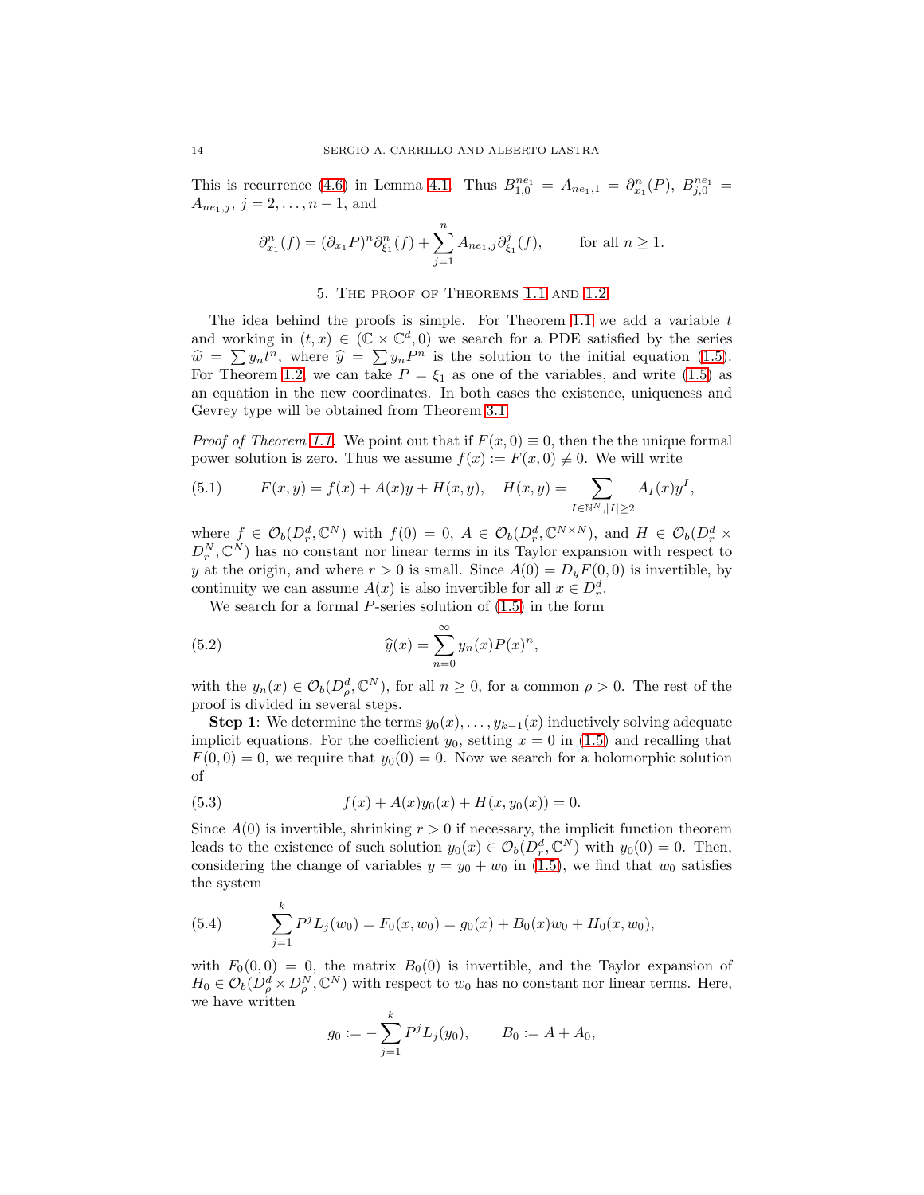This is recurrence (4.6) in Lemma 4.1. Thus $B_{1,0}^{ne_1} = A_{ne_1,1} = \partial_{x_1}^n(P)$, $B_{j,0}^{ne_1} = A_{ne_1,j}$, $j = 2, \dots, n-1$, and

$$\partial_{x_1}^n(f) = (\partial_{x_1}P)^n \partial_{\xi_1}^n(f) + \sum_{j=1}^{n} A_{ne_1,j}\partial_{\xi_1}^j(f), \qquad \text{for all } n \geq 1.$$

## 5. The proof of Theorems 1.1 and 1.2

The idea behind the proofs is simple. For Theorem 1.1 we add a variable $t$ and working in $(t,x) \in (\mathbb{C} \times \mathbb{C}^d, 0)$ we search for a PDE satisfied by the series $\widehat{w} = \sum y_n t^n$, where $\widehat{y} = \sum y_n P^n$ is the solution to the initial equation (1.5). For Theorem 1.2, we can take $P = \xi_1$ as one of the variables, and write (1.5) as an equation in the new coordinates. In both cases the existence, uniqueness and Gevrey type will be obtained from Theorem 3.1.

*Proof of Theorem 1.1.* We point out that if $F(x,0) \equiv 0$, then the the unique formal power solution is zero. Thus we assume $f(x) := F(x,0) \not\equiv 0$. We will write

$$F(x,y) = f(x) + A(x)y + H(x,y), \quad H(x,y) = \sum_{I \in \mathbb{N}^N, |I| \geq 2} A_I(x) y^I, \tag{5.1}$$

where $f \in \mathcal{O}_b(D_r^d, \mathbb{C}^N)$ with $f(0) = 0$, $A \in \mathcal{O}_b(D_r^d, \mathbb{C}^{N\times N})$, and $H \in \mathcal{O}_b(D_r^d \times D_r^N, \mathbb{C}^N)$ has no constant nor linear terms in its Taylor expansion with respect to $y$ at the origin, and where $r > 0$ is small. Since $A(0) = D_yF(0,0)$ is invertible, by continuity we can assume $A(x)$ is also invertible for all $x \in D_r^d$.

We search for a formal $P$-series solution of (1.5) in the form

$$\widehat{y}(x) = \sum_{n=0}^{\infty} y_n(x) P(x)^n, \tag{5.2}$$

with the $y_n(x) \in \mathcal{O}_b(D_\rho^d, \mathbb{C}^N)$, for all $n \geq 0$, for a common $\rho > 0$. The rest of the proof is divided in several steps.

**Step 1**: We determine the terms $y_0(x), \dots, y_{k-1}(x)$ inductively solving adequate implicit equations. For the coefficient $y_0$, setting $x = 0$ in (1.5) and recalling that $F(0,0) = 0$, we require that $y_0(0) = 0$. Now we search for a holomorphic solution of

$$f(x) + A(x)y_0(x) + H(x, y_0(x)) = 0. \tag{5.3}$$

Since $A(0)$ is invertible, shrinking $r > 0$ if necessary, the implicit function theorem leads to the existence of such solution $y_0(x) \in \mathcal{O}_b(D_r^d, \mathbb{C}^N)$ with $y_0(0) = 0$. Then, considering the change of variables $y = y_0 + w_0$ in (1.5), we find that $w_0$ satisfies the system

$$\sum_{j=1}^{k} P^j L_j(w_0) = F_0(x, w_0) = g_0(x) + B_0(x)w_0 + H_0(x, w_0), \tag{5.4}$$

with $F_0(0,0) = 0$, the matrix $B_0(0)$ is invertible, and the Taylor expansion of $H_0 \in \mathcal{O}_b(D_\rho^d \times D_\rho^N, \mathbb{C}^N)$ with respect to $w_0$ has no constant nor linear terms. Here, we have written

$$g_0 := -\sum_{j=1}^{k} P^j L_j(y_0), \qquad B_0 := A + A_0,$$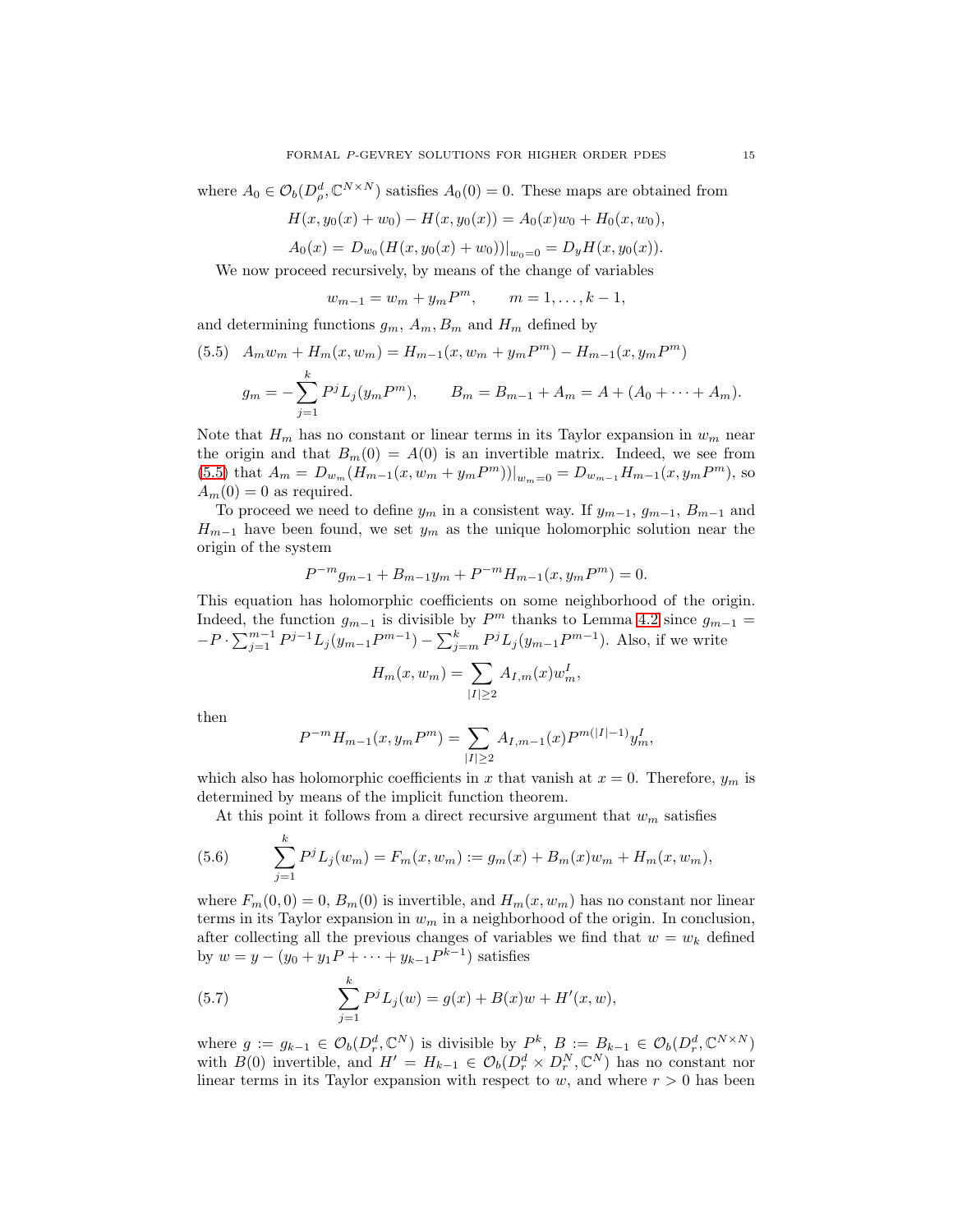where $A_0 \in \mathcal{O}_b(D_\rho^d, \mathbb{C}^{N\times N})$ satisfies $A_0(0) = 0$. These maps are obtained from

$$H(x, y_0(x) + w_0) - H(x, y_0(x)) = A_0(x)w_0 + H_0(x, w_0),$$

$$A_0(x) = D_{w_0}(H(x, y_0(x) + w_0))|_{w_0=0} = D_y H(x, y_0(x)).$$

We now proceed recursively, by means of the change of variables

$$w_{m-1} = w_m + y_m P^m, \qquad m = 1, \ldots, k-1,$$

and determining functions $g_m$, $A_m, B_m$ and $H_m$ defined by

$$\text{(5.5)} \quad A_m w_m + H_m(x, w_m) = H_{m-1}(x, w_m + y_m P^m) - H_{m-1}(x, y_m P^m)$$

$$g_m = -\sum_{j=1}^{k} P^j L_j(y_m P^m), \qquad B_m = B_{m-1} + A_m = A + (A_0 + \cdots + A_m).$$

Note that $H_m$ has no constant or linear terms in its Taylor expansion in $w_m$ near the origin and that $B_m(0) = A(0)$ is an invertible matrix. Indeed, we see from (5.5) that $A_m = D_{w_m}(H_{m-1}(x, w_m + y_m P^m))|_{w_m=0} = D_{w_{m-1}} H_{m-1}(x, y_m P^m)$, so $A_m(0) = 0$ as required.

To proceed we need to define $y_m$ in a consistent way. If $y_{m-1}$, $g_{m-1}$, $B_{m-1}$ and $H_{m-1}$ have been found, we set $y_m$ as the unique holomorphic solution near the origin of the system

$$P^{-m} g_{m-1} + B_{m-1} y_m + P^{-m} H_{m-1}(x, y_m P^m) = 0.$$

This equation has holomorphic coefficients on some neighborhood of the origin. Indeed, the function $g_{m-1}$ is divisible by $P^m$ thanks to Lemma 4.2 since $g_{m-1} = -P \cdot \sum_{j=1}^{m-1} P^{j-1} L_j(y_{m-1}P^{m-1}) - \sum_{j=m}^{k} P^j L_j(y_{m-1}P^{m-1})$. Also, if we write

$$H_m(x, w_m) = \sum_{|I|\geq 2} A_{I,m}(x) w_m^I,$$

then

$$P^{-m} H_{m-1}(x, y_m P^m) = \sum_{|I|\geq 2} A_{I,m-1}(x) P^{m(|I|-1)} y_m^I,$$

which also has holomorphic coefficients in $x$ that vanish at $x = 0$. Therefore, $y_m$ is determined by means of the implicit function theorem.

At this point it follows from a direct recursive argument that $w_m$ satisfies

$$\text{(5.6)} \qquad \sum_{j=1}^{k} P^j L_j(w_m) = F_m(x, w_m) := g_m(x) + B_m(x) w_m + H_m(x, w_m),$$

where $F_m(0, 0) = 0$, $B_m(0)$ is invertible, and $H_m(x, w_m)$ has no constant nor linear terms in its Taylor expansion in $w_m$ in a neighborhood of the origin. In conclusion, after collecting all the previous changes of variables we find that $w = w_k$ defined by $w = y - (y_0 + y_1 P + \cdots + y_{k-1} P^{k-1})$ satisfies

$$\text{(5.7)} \qquad \sum_{j=1}^{k} P^j L_j(w) = g(x) + B(x) w + H'(x, w),$$

where $g := g_{k-1} \in \mathcal{O}_b(D_r^d, \mathbb{C}^N)$ is divisible by $P^k$, $B := B_{k-1} \in \mathcal{O}_b(D_r^d, \mathbb{C}^{N\times N})$ with $B(0)$ invertible, and $H' = H_{k-1} \in \mathcal{O}_b(D_r^d \times D_r^N, \mathbb{C}^N)$ has no constant nor linear terms in its Taylor expansion with respect to $w$, and where $r > 0$ has been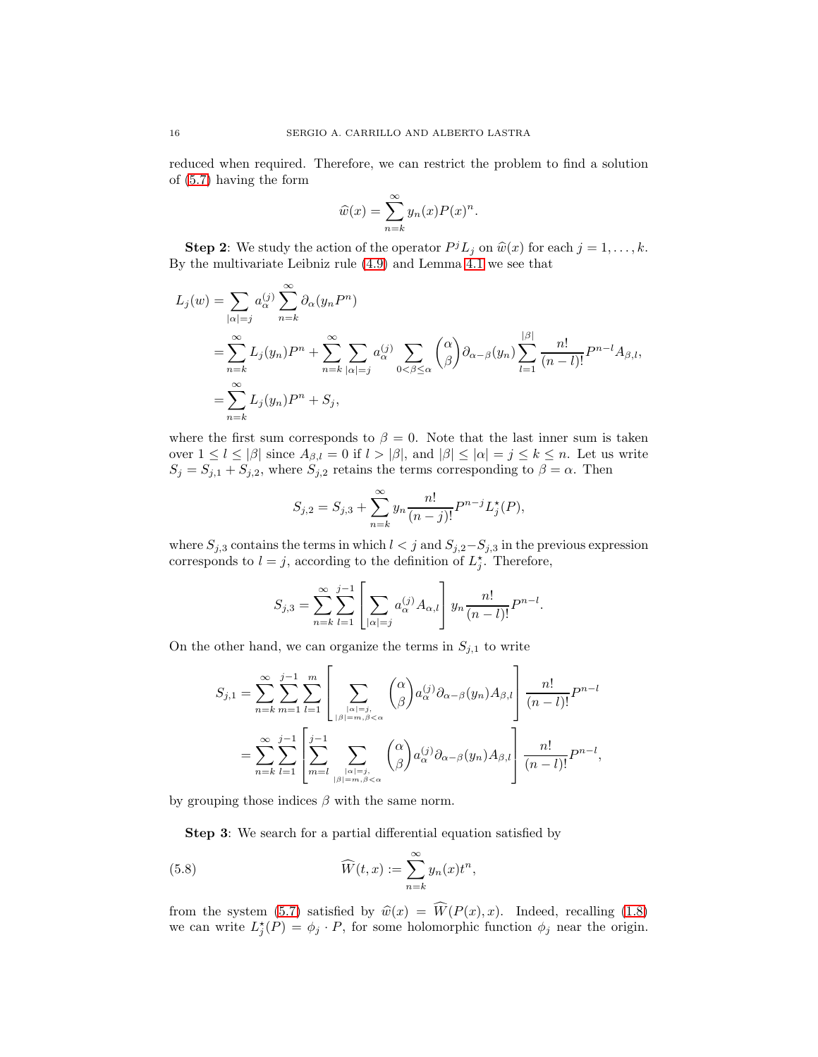reduced when required. Therefore, we can restrict the problem to find a solution of (5.7) having the form

$$\widehat{w}(x) = \sum_{n=k}^{\infty} y_n(x) P(x)^n.$$

**Step 2**: We study the action of the operator $P^j L_j$ on $\widehat{w}(x)$ for each $j = 1, \dots, k$. By the multivariate Leibniz rule (4.9) and Lemma 4.1 we see that

$$\begin{aligned}
L_j(w) &= \sum_{|\alpha|=j} a_\alpha^{(j)} \sum_{n=k}^{\infty} \partial_\alpha (y_n P^n) \\
&= \sum_{n=k}^{\infty} L_j(y_n) P^n + \sum_{n=k}^{\infty} \sum_{|\alpha|=j} a_\alpha^{(j)} \sum_{0<\beta\leq\alpha} \binom{\alpha}{\beta} \partial_{\alpha-\beta}(y_n) \sum_{l=1}^{|\beta|} \frac{n!}{(n-l)!} P^{n-l} A_{\beta,l}, \\
&= \sum_{n=k}^{\infty} L_j(y_n) P^n + S_j,
\end{aligned}$$

where the first sum corresponds to $\beta = 0$. Note that the last inner sum is taken over $1 \leq l \leq |\beta|$ since $A_{\beta,l} = 0$ if $l > |\beta|$, and $|\beta| \leq |\alpha| = j \leq k \leq n$. Let us write $S_j = S_{j,1} + S_{j,2}$, where $S_{j,2}$ retains the terms corresponding to $\beta = \alpha$. Then

$$S_{j,2} = S_{j,3} + \sum_{n=k}^{\infty} y_n \frac{n!}{(n-j)!} P^{n-j} L_j^\star(P),$$

where $S_{j,3}$ contains the terms in which $l < j$ and $S_{j,2} - S_{j,3}$ in the previous expression corresponds to $l = j$, according to the definition of $L_j^\star$. Therefore,

$$S_{j,3} = \sum_{n=k}^{\infty} \sum_{l=1}^{j-1} \left[ \sum_{|\alpha|=j} a_\alpha^{(j)} A_{\alpha,l} \right] y_n \frac{n!}{(n-l)!} P^{n-l}.$$

On the other hand, we can organize the terms in $S_{j,1}$ to write

$$\begin{aligned}
S_{j,1} &= \sum_{n=k}^{\infty} \sum_{m=1}^{j-1} \sum_{l=1}^{m} \left[ \sum_{\substack{|\alpha|=j, \\ |\beta|=m, \beta<\alpha}} \binom{\alpha}{\beta} a_\alpha^{(j)} \partial_{\alpha-\beta}(y_n) A_{\beta,l} \right] \frac{n!}{(n-l)!} P^{n-l} \\
&= \sum_{n=k}^{\infty} \sum_{l=1}^{j-1} \left[ \sum_{m=l}^{j-1} \sum_{\substack{|\alpha|=j, \\ |\beta|=m, \beta<\alpha}} \binom{\alpha}{\beta} a_\alpha^{(j)} \partial_{\alpha-\beta}(y_n) A_{\beta,l} \right] \frac{n!}{(n-l)!} P^{n-l},
\end{aligned}$$

by grouping those indices $\beta$ with the same norm.

**Step 3**: We search for a partial differential equation satisfied by

$$\widehat{W}(t, x) := \sum_{n=k}^{\infty} y_n(x) t^n, \tag{5.8}$$

from the system (5.7) satisfied by $\widehat{w}(x) = \widehat{W}(P(x), x)$. Indeed, recalling (1.8) we can write $L_j^\star(P) = \phi_j \cdot P$, for some holomorphic function $\phi_j$ near the origin.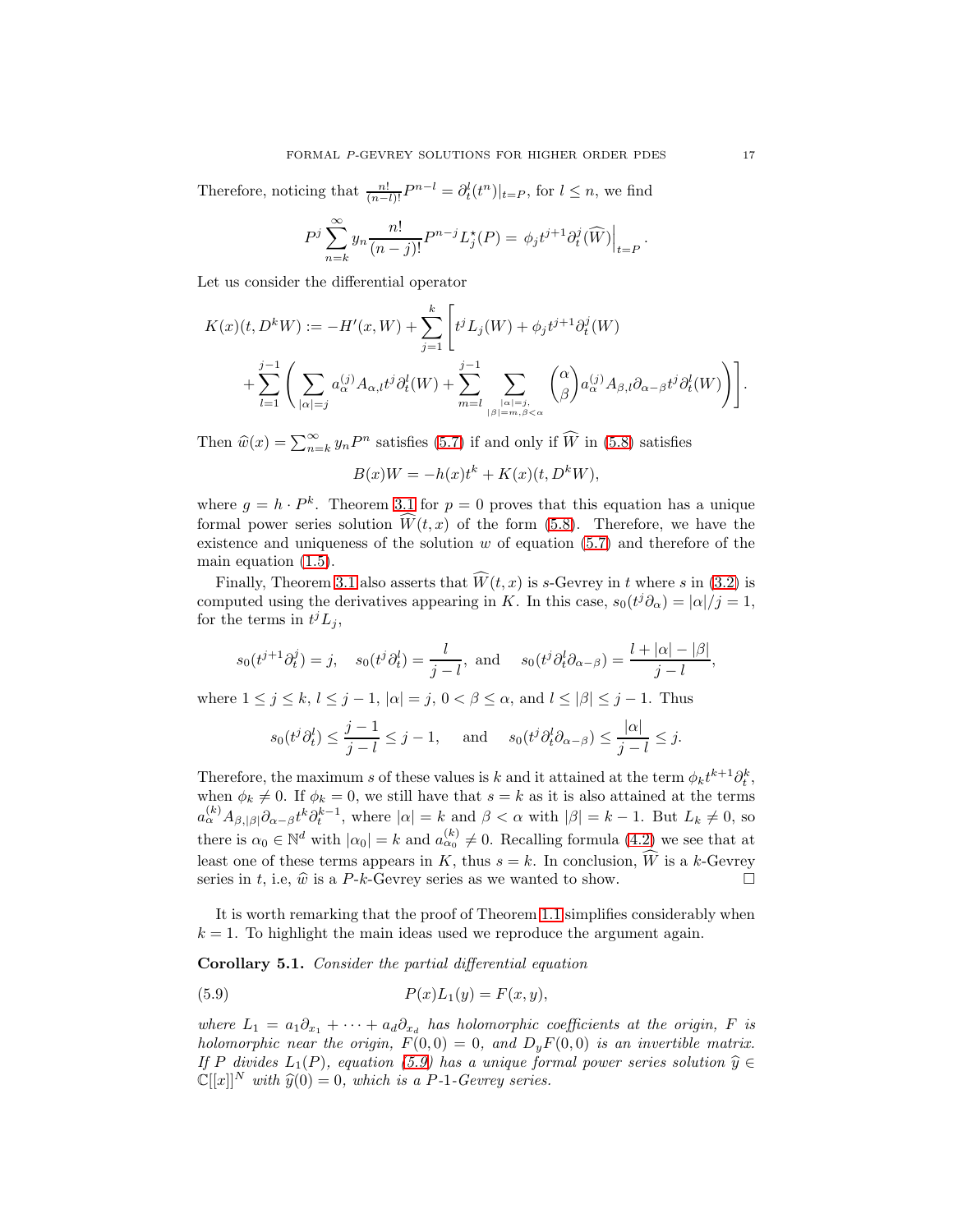Therefore, noticing that $\frac{n!}{(n-l)!}P^{n-l} = \partial_t^l(t^n)|_{t=P}$, for $l \leq n$, we find

$$P^j \sum_{n=k}^{\infty} y_n \frac{n!}{(n-j)!} P^{n-j} L_j^\star(P) = \phi_j t^{j+1} \partial_t^j(\widehat{W})\Big|_{t=P}.$$

Let us consider the differential operator

$$\begin{aligned}
K(x)(t, D^k W) := -H'(x, W) + \sum_{j=1}^{k} \Bigg[ t^j L_j(W) + \phi_j t^{j+1} \partial_t^j(W) \\
+ \sum_{l=1}^{j-1} \Bigg( \sum_{|\alpha|=j} a_\alpha^{(j)} A_{\alpha,l} t^j \partial_t^l(W) + \sum_{m=l}^{j-1} \sum_{\substack{|\alpha|=j, \\ |\beta|=m, \beta<\alpha}} \binom{\alpha}{\beta} a_\alpha^{(j)} A_{\beta,l} \partial_{\alpha-\beta} t^j \partial_t^l(W) \Bigg) \Bigg].
\end{aligned}$$

Then $\widehat{w}(x) = \sum_{n=k}^{\infty} y_n P^n$ satisfies (5.7) if and only if $\widehat{W}$ in (5.8) satisfies

$$B(x)W = -h(x)t^k + K(x)(t, D^k W),$$

where $g = h \cdot P^k$. Theorem 3.1 for $p = 0$ proves that this equation has a unique formal power series solution $\widehat{W}(t,x)$ of the form (5.8). Therefore, we have the existence and uniqueness of the solution $w$ of equation (5.7) and therefore of the main equation (1.5).

Finally, Theorem 3.1 also asserts that $\widehat{W}(t,x)$ is $s$-Gevrey in $t$ where $s$ in (3.2) is computed using the derivatives appearing in $K$. In this case, $s_0(t^j \partial_\alpha) = |\alpha|/j = 1$, for the terms in $t^j L_j$,

$$s_0(t^{j+1}\partial_t^j) = j, \quad s_0(t^j \partial_t^l) = \frac{l}{j-l}, \text{ and } \quad s_0(t^j \partial_t^l \partial_{\alpha-\beta}) = \frac{l + |\alpha| - |\beta|}{j-l},$$

where $1 \leq j \leq k$, $l \leq j-1$, $|\alpha| = j$, $0 < \beta \leq \alpha$, and $l \leq |\beta| \leq j-1$. Thus

$$s_0(t^j \partial_t^l) \leq \frac{j-1}{j-l} \leq j-1, \quad \text{and} \quad s_0(t^j \partial_t^l \partial_{\alpha-\beta}) \leq \frac{|\alpha|}{j-l} \leq j.$$

Therefore, the maximum $s$ of these values is $k$ and it attained at the term $\phi_k t^{k+1}\partial_t^k$, when $\phi_k \neq 0$. If $\phi_k = 0$, we still have that $s = k$ as it is also attained at the terms $a_\alpha^{(k)} A_{\beta,|\beta|} \partial_{\alpha-\beta} t^k \partial_t^{k-1}$, where $|\alpha| = k$ and $\beta < \alpha$ with $|\beta| = k-1$. But $L_k \neq 0$, so there is $\alpha_0 \in \mathbb{N}^d$ with $|\alpha_0| = k$ and $a_{\alpha_0}^{(k)} \neq 0$. Recalling formula (4.2) we see that at least one of these terms appears in $K$, thus $s = k$. In conclusion, $\widehat{W}$ is a $k$-Gevrey series in $t$, i.e, $\widehat{w}$ is a $P$-$k$-Gevrey series as we wanted to show. □

It is worth remarking that the proof of Theorem 1.1 simplifies considerably when $k = 1$. To highlight the main ideas used we reproduce the argument again.

**Corollary 5.1.** *Consider the partial differential equation*

$$P(x)L_1(y) = F(x,y), \tag{5.9}$$

*where $L_1 = a_1\partial_{x_1} + \cdots + a_d\partial_{x_d}$ has holomorphic coefficients at the origin, $F$ is holomorphic near the origin, $F(0,0) = 0$, and $D_yF(0,0)$ is an invertible matrix. If $P$ divides $L_1(P)$, equation (5.9) has a unique formal power series solution $\widehat{y} \in \mathbb{C}[[x]]^N$ with $\widehat{y}(0) = 0$, which is a $P$-1-Gevrey series.*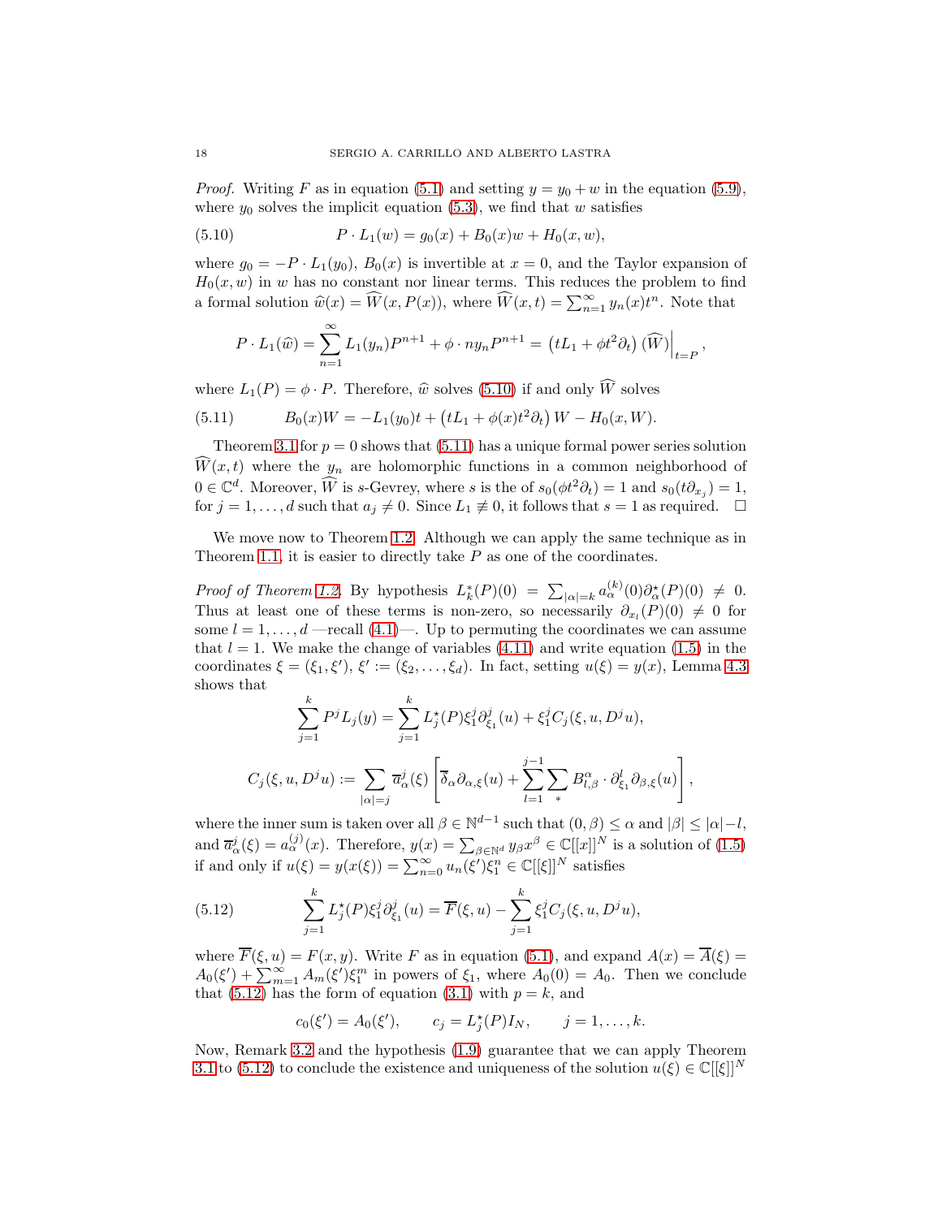*Proof.* Writing $F$ as in equation (5.1) and setting $y = y_0 + w$ in the equation (5.9), where $y_0$ solves the implicit equation (5.3), we find that $w$ satisfies

$$P \cdot L_1(w) = g_0(x) + B_0(x)w + H_0(x, w), \tag{5.10}$$

where $g_0 = -P \cdot L_1(y_0)$, $B_0(x)$ is invertible at $x = 0$, and the Taylor expansion of $H_0(x, w)$ in $w$ has no constant nor linear terms. This reduces the problem to find a formal solution $\widehat{w}(x) = \widehat{W}(x, P(x))$, where $\widehat{W}(x,t) = \sum_{n=1}^{\infty} y_n(x)t^n$. Note that

$$P \cdot L_1(\widehat{w}) = \sum_{n=1}^{\infty} L_1(y_n)P^{n+1} + \phi \cdot n y_n P^{n+1} = \left(tL_1 + \phi t^2 \partial_t\right)(\widehat{W})\Big|_{t=P},$$

where $L_1(P) = \phi \cdot P$. Therefore, $\widehat{w}$ solves (5.10) if and only if $\widehat{W}$ solves

$$B_0(x)W = -L_1(y_0)t + \left(tL_1 + \phi(x)t^2\partial_t\right)W - H_0(x, W). \tag{5.11}$$

Theorem 3.1 for $p = 0$ shows that (5.11) has a unique formal power series solution $\widehat{W}(x,t)$ where the $y_n$ are holomorphic functions in a common neighborhood of $0 \in \mathbb{C}^d$. Moreover, $\widehat{W}$ is $s$-Gevrey, where $s$ is the of $s_0(\phi t^2 \partial_t) = 1$ and $s_0(t\partial_{x_j}) = 1$, for $j = 1, \dots, d$ such that $a_j \neq 0$. Since $L_1 \not\equiv 0$, it follows that $s = 1$ as required. $\square$

We move now to Theorem 1.2. Although we can apply the same technique as in Theorem 1.1, it is easier to directly take $P$ as one of the coordinates.

*Proof of Theorem 1.2.* By hypothesis $L_k^*(P)(0) = \sum_{|\alpha|=k} a_\alpha^{(k)}(0)\partial_\alpha^\star(P)(0) \neq 0$. Thus at least one of these terms is non-zero, so necessarily $\partial_{x_l}(P)(0) \neq 0$ for some $l = 1, \dots, d$ —recall (4.1)—. Up to permuting the coordinates we can assume that $l = 1$. We make the change of variables (4.11) and write equation (1.5) in the coordinates $\xi = (\xi_1, \xi')$, $\xi' := (\xi_2, \dots, \xi_d)$. In fact, setting $u(\xi) = y(x)$, Lemma 4.3 shows that

$$\sum_{j=1}^{k} P^j L_j(y) = \sum_{j=1}^{k} L_j^\star(P)\xi_1^j \partial_{\xi_1}^j(u) + \xi_1^j C_j(\xi, u, D^j u),$$

$$C_j(\xi, u, D^j u) := \sum_{|\alpha|=j} \overline{a}_\alpha^j(\xi)\left[\overline{\delta}_\alpha \partial_{\alpha,\xi}(u) + \sum_{l=1}^{j-1}\sum_{*} B_{l,\beta}^\alpha \cdot \partial_{\xi_1}^l \partial_{\beta,\xi}(u)\right],$$

where the inner sum is taken over all $\beta \in \mathbb{N}^{d-1}$ such that $(0, \beta) \leq \alpha$ and $|\beta| \leq |\alpha| - l$, and $\overline{a}_\alpha^j(\xi) = a_\alpha^{(j)}(x)$. Therefore, $y(x) = \sum_{\beta \in \mathbb{N}^d} y_\beta x^\beta \in \mathbb{C}[[x]]^N$ is a solution of (1.5) if and only if $u(\xi) = y(x(\xi)) = \sum_{n=0}^{\infty} u_n(\xi')\xi_1^n \in \mathbb{C}[[\xi]]^N$ satisfies

$$\sum_{j=1}^{k} L_j^\star(P)\xi_1^j \partial_{\xi_1}^j(u) = \overline{F}(\xi, u) - \sum_{j=1}^{k} \xi_1^j C_j(\xi, u, D^j u), \tag{5.12}$$

where $\overline{F}(\xi, u) = F(x, y)$. Write $F$ as in equation (5.1), and expand $A(x) = \overline{A}(\xi) = A_0(\xi') + \sum_{m=1}^{\infty} A_m(\xi')\xi_1^m$ in powers of $\xi_1$, where $A_0(0) = A_0$. Then we conclude that (5.12) has the form of equation (3.1) with $p = k$, and

$$c_0(\xi') = A_0(\xi'), \qquad c_j = L_j^\star(P)I_N, \qquad j = 1, \dots, k.$$

Now, Remark 3.2 and the hypothesis (1.9) guarantee that we can apply Theorem 3.1 to (5.12) to conclude the existence and uniqueness of the solution $u(\xi) \in \mathbb{C}[[\xi]]^N$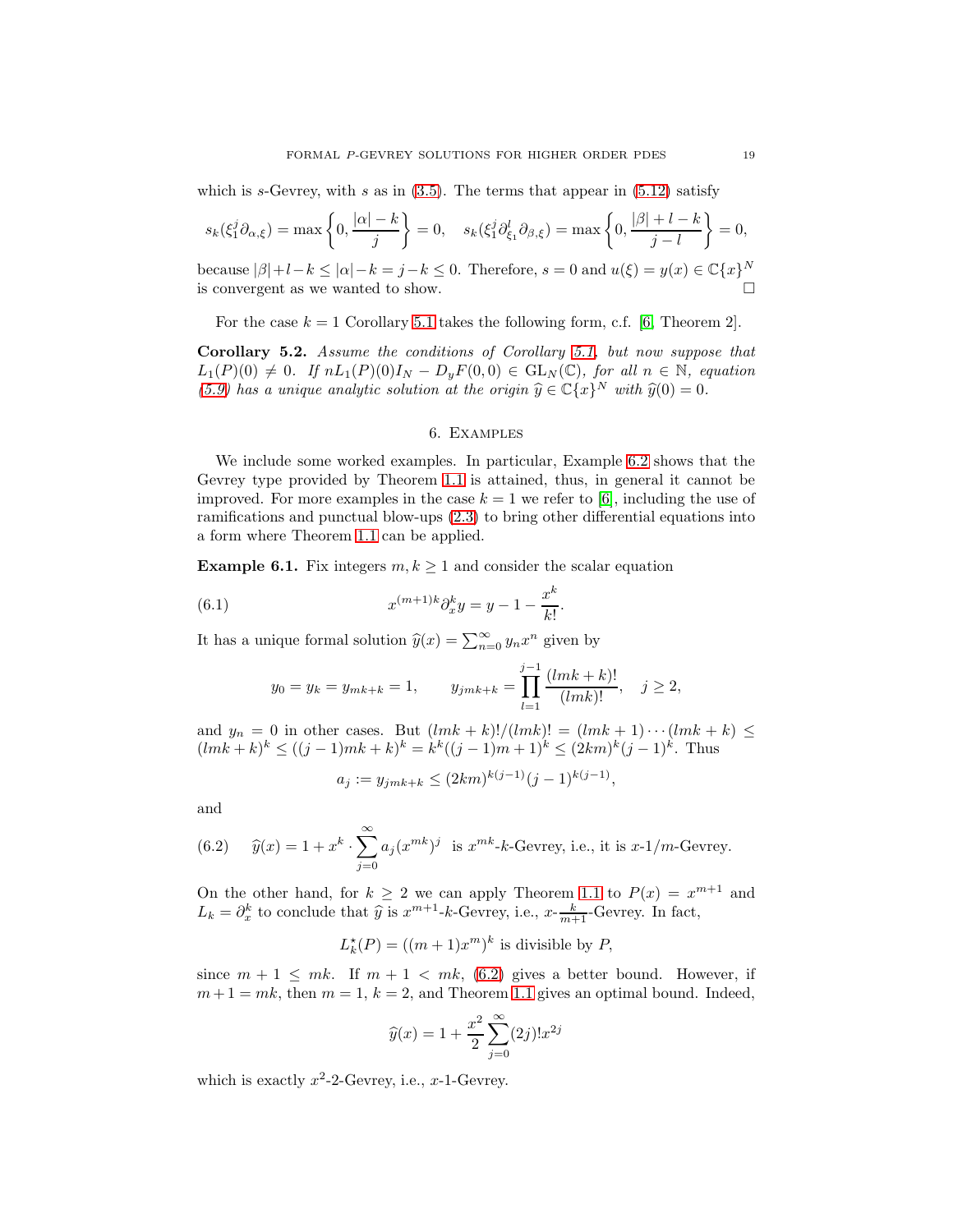which is $s$-Gevrey, with $s$ as in (3.5). The terms that appear in (5.12) satisfy

$$s_k(\xi_1^j \partial_{\alpha,\xi}) = \max\left\{0, \frac{|\alpha|-k}{j}\right\} = 0, \quad s_k(\xi_1^j \partial_{\xi_1}^l \partial_{\beta,\xi}) = \max\left\{0, \frac{|\beta|+l-k}{j-l}\right\} = 0,$$

because $|\beta|+l-k \leq |\alpha|-k = j-k \leq 0$. Therefore, $s=0$ and $u(\xi) = y(x) \in \mathbb{C}\{x\}^N$ is convergent as we wanted to show. $\square$

For the case $k=1$ Corollary 5.1 takes the following form, c.f. [6, Theorem 2].

**Corollary 5.2.** *Assume the conditions of Corollary 5.1, but now suppose that $L_1(P)(0) \neq 0$. If $nL_1(P)(0)I_N - D_yF(0,0) \in \mathrm{GL}_N(\mathbb{C})$, for all $n \in \mathbb{N}$, equation (5.9) has a unique analytic solution at the origin $\widehat{y} \in \mathbb{C}\{x\}^N$ with $\widehat{y}(0) = 0$.*

## 6. Examples

We include some worked examples. In particular, Example 6.2 shows that the Gevrey type provided by Theorem 1.1 is attained, thus, in general it cannot be improved. For more examples in the case $k=1$ we refer to [6], including the use of ramifications and punctual blow-ups (2.3) to bring other differential equations into a form where Theorem 1.1 can be applied.

**Example 6.1.** Fix integers $m, k \geq 1$ and consider the scalar equation

$$x^{(m+1)k}\partial_x^k y = y - 1 - \frac{x^k}{k!}. \tag{6.1}$$

It has a unique formal solution $\widehat{y}(x) = \sum_{n=0}^\infty y_n x^n$ given by

$$y_0 = y_k = y_{mk+k} = 1, \qquad y_{jmk+k} = \prod_{l=1}^{j-1} \frac{(lmk+k)!}{(lmk)!}, \quad j \geq 2,$$

and $y_n = 0$ in other cases. But $(lmk+k)!/(lmk)! = (lmk+1)\cdots(lmk+k) \leq (lmk+k)^k \leq ((j-1)mk+k)^k = k^k((j-1)m+1)^k \leq (2km)^k(j-1)^k$. Thus

$$a_j := y_{jmk+k} \leq (2km)^{k(j-1)}(j-1)^{k(j-1)},$$

and

$$\widehat{y}(x) = 1 + x^k \cdot \sum_{j=0}^\infty a_j (x^{mk})^j \quad \text{is } x^{mk}\text{-}k\text{-Gevrey, i.e., it is } x\text{-}1/m\text{-Gevrey.} \tag{6.2}$$

On the other hand, for $k \geq 2$ we can apply Theorem 1.1 to $P(x) = x^{m+1}$ and $L_k = \partial_x^k$ to conclude that $\widehat{y}$ is $x^{m+1}$-$k$-Gevrey, i.e., $x$-$\frac{k}{m+1}$-Gevrey. In fact,

$$L_k^\star(P) = ((m+1)x^m)^k \text{ is divisible by } P,$$

since $m+1 \leq mk$. If $m+1 < mk$, (6.2) gives a better bound. However, if $m+1 = mk$, then $m=1$, $k=2$, and Theorem 1.1 gives an optimal bound. Indeed,

$$\widehat{y}(x) = 1 + \frac{x^2}{2}\sum_{j=0}^\infty (2j)! x^{2j}$$

which is exactly $x^2$-2-Gevrey, i.e., $x$-1-Gevrey.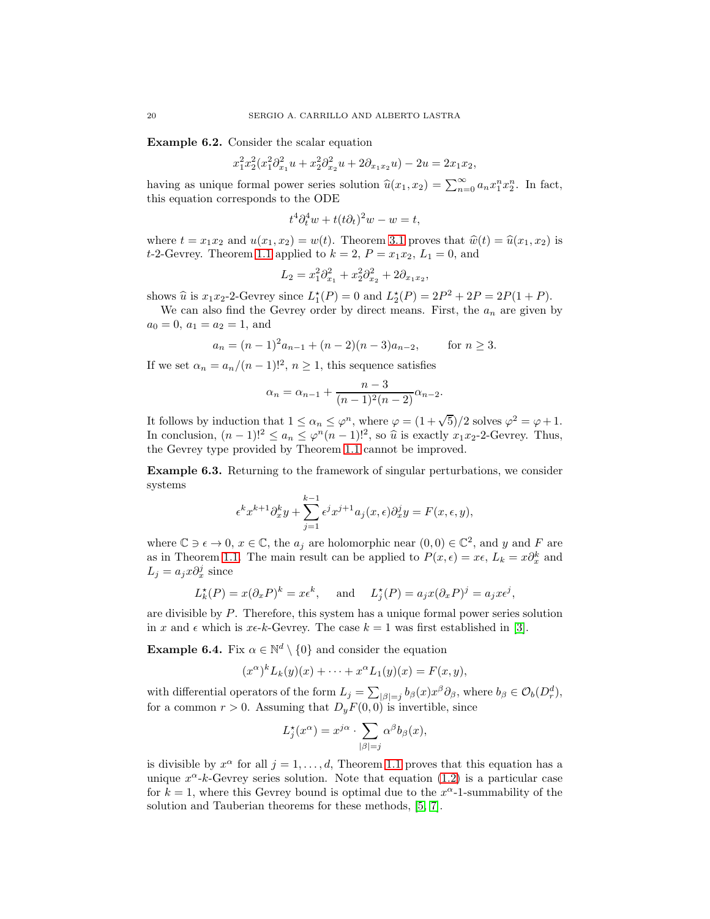**Example 6.2.** Consider the scalar equation

$$x_1^2x_2^2(x_1^2\partial_{x_1}^2 u + x_2^2\partial_{x_2}^2 u + 2\partial_{x_1x_2}u) - 2u = 2x_1x_2,$$

having as unique formal power series solution $\widehat{u}(x_1,x_2)=\sum_{n=0}^\infty a_n x_1^n x_2^n$. In fact, this equation corresponds to the ODE

$$t^4\partial_t^4 w + t(t\partial_t)^2 w - w = t,$$

where $t=x_1x_2$ and $u(x_1,x_2)=w(t)$. Theorem 3.1 proves that $\widehat{w}(t)=\widehat{u}(x_1,x_2)$ is $t$-2-Gevrey. Theorem 1.1 applied to $k=2$, $P=x_1x_2$, $L_1=0$, and

$$L_2 = x_1^2\partial_{x_1}^2 + x_2^2\partial_{x_2}^2 + 2\partial_{x_1x_2},$$

shows $\widehat{u}$ is $x_1x_2$-2-Gevrey since $L_1^\star(P)=0$ and $L_2^\star(P)=2P^2+2P=2P(1+P)$.

We can also find the Gevrey order by direct means. First, the $a_n$ are given by $a_0=0$, $a_1=a_2=1$, and

$$a_n = (n-1)^2 a_{n-1} + (n-2)(n-3)a_{n-2}, \qquad \text{for } n\geq 3.$$

If we set $\alpha_n = a_n/(n-1)!^2$, $n\geq 1$, this sequence satisfies

$$\alpha_n = \alpha_{n-1} + \frac{n-3}{(n-1)^2(n-2)}\alpha_{n-2}.$$

It follows by induction that $1\leq \alpha_n\leq \varphi^n$, where $\varphi=(1+\sqrt{5})/2$ solves $\varphi^2=\varphi+1$. In conclusion, $(n-1)!^2\leq a_n\leq \varphi^n(n-1)!^2$, so $\widehat{u}$ is exactly $x_1x_2$-2-Gevrey. Thus, the Gevrey type provided by Theorem 1.1 cannot be improved.

**Example 6.3.** Returning to the framework of singular perturbations, we consider systems

$$\epsilon^k x^{k+1}\partial_x^k y + \sum_{j=1}^{k-1}\epsilon^j x^{j+1} a_j(x,\epsilon)\partial_x^j y = F(x,\epsilon,y),$$

where $\mathbb{C}\ni\epsilon\to 0$, $x\in\mathbb{C}$, the $a_j$ are holomorphic near $(0,0)\in\mathbb{C}^2$, and $y$ and $F$ are as in Theorem 1.1. The main result can be applied to $P(x,\epsilon)=x\epsilon$, $L_k=x\partial_x^k$ and $L_j=a_jx\partial_x^j$ since

$$L_k^\star(P) = x(\partial_x P)^k = x\epsilon^k, \quad \text{ and } \quad L_j^\star(P) = a_jx(\partial_x P)^j = a_j x\epsilon^j,$$

are divisible by $P$. Therefore, this system has a unique formal power series solution in $x$ and $\epsilon$ which is $x\epsilon$-$k$-Gevrey. The case $k=1$ was first established in [3].

**Example 6.4.** Fix $\alpha\in\mathbb{N}^d\setminus\{0\}$ and consider the equation

$$(x^\alpha)^k L_k(y)(x) + \cdots + x^\alpha L_1(y)(x) = F(x,y),$$

with differential operators of the form $L_j=\sum_{|\beta|=j} b_\beta(x)x^\beta\partial_\beta$, where $b_\beta\in\mathcal{O}_b(D_r^d)$, for a common $r>0$. Assuming that $D_yF(0,0)$ is invertible, since

$$L_j^\star(x^\alpha) = x^{j\alpha}\cdot\sum_{|\beta|=j}\alpha^\beta b_\beta(x),$$

is divisible by $x^\alpha$ for all $j=1,\dots,d$, Theorem 1.1 proves that this equation has a unique $x^\alpha$-$k$-Gevrey series solution. Note that equation (1.2) is a particular case for $k=1$, where this Gevrey bound is optimal due to the $x^\alpha$-1-summability of the solution and Tauberian theorems for these methods, [5, 7].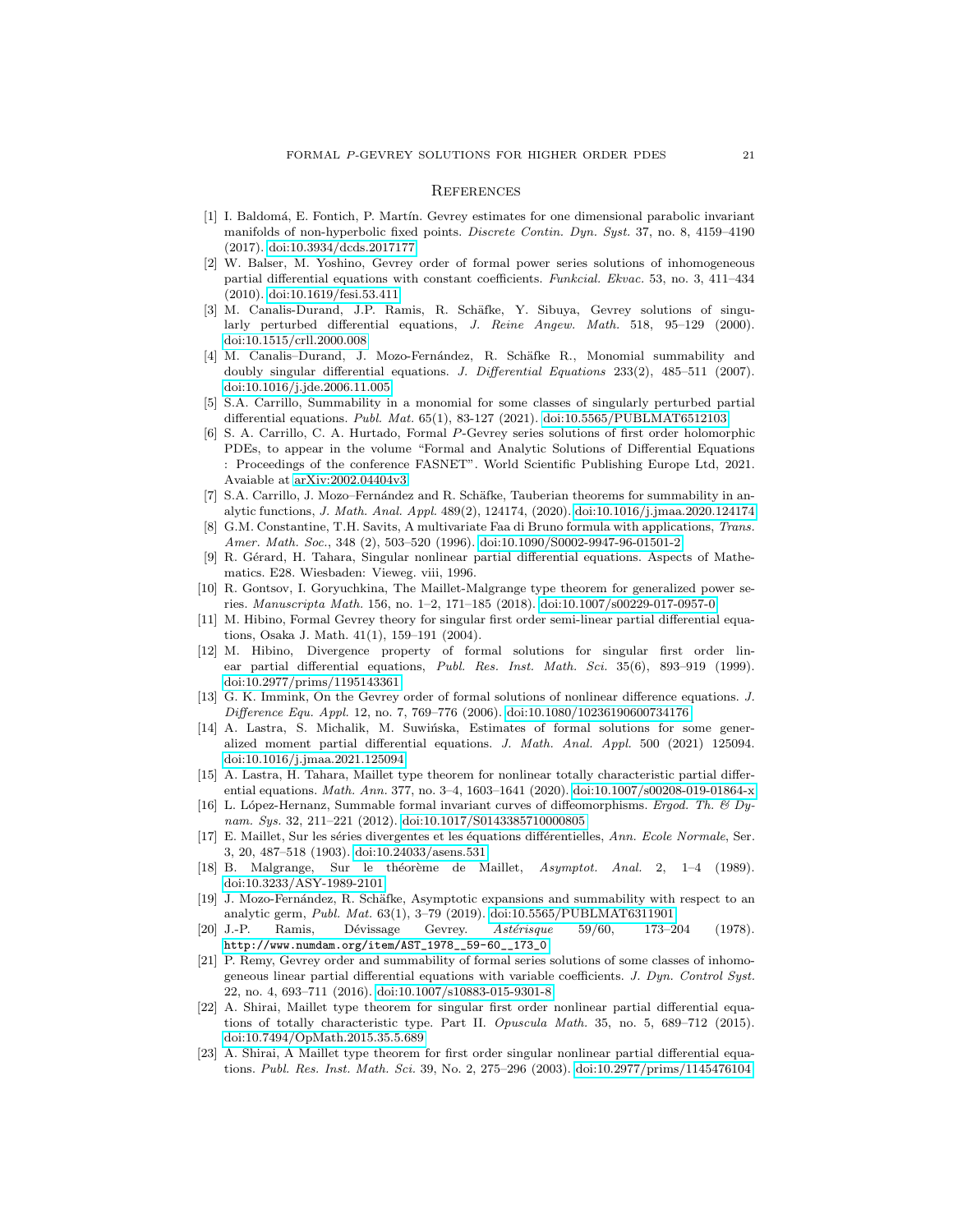# References

[1] I. Baldomá, E. Fontich, P. Martín. Gevrey estimates for one dimensional parabolic invariant manifolds of non-hyperbolic fixed points. *Discrete Contin. Dyn. Syst.* 37, no. 8, 4159–4190 (2017). doi:10.3934/dcds.2017177

[2] W. Balser, M. Yoshino, Gevrey order of formal power series solutions of inhomogeneous partial differential equations with constant coefficients. *Funkcial. Ekvac.* 53, no. 3, 411–434 (2010). doi:10.1619/fesi.53.411

[3] M. Canalis-Durand, J.P. Ramis, R. Schäfke, Y. Sibuya, Gevrey solutions of singularly perturbed differential equations, *J. Reine Angew. Math.* 518, 95–129 (2000). doi:10.1515/crll.2000.008

[4] M. Canalis–Durand, J. Mozo-Fernández, R. Schäfke R., Monomial summability and doubly singular differential equations. *J. Differential Equations* 233(2), 485–511 (2007). doi:10.1016/j.jde.2006.11.005

[5] S.A. Carrillo, Summability in a monomial for some classes of singularly perturbed partial differential equations. *Publ. Mat.* 65(1), 83-127 (2021). doi:10.5565/PUBLMAT6512103

[6] S. A. Carrillo, C. A. Hurtado, Formal $P$-Gevrey series solutions of first order holomorphic PDEs, to appear in the volume "Formal and Analytic Solutions of Differential Equations : Proceedings of the conference FASNET". World Scientific Publishing Europe Ltd, 2021. Avaiable at arXiv:2002.04404v3

[7] S.A. Carrillo, J. Mozo–Fernández and R. Schäfke, Tauberian theorems for summability in analytic functions, *J. Math. Anal. Appl.* 489(2), 124174, (2020). doi:10.1016/j.jmaa.2020.124174

[8] G.M. Constantine, T.H. Savits, A multivariate Faa di Bruno formula with applications, *Trans. Amer. Math. Soc.*, 348 (2), 503–520 (1996). doi:10.1090/S0002-9947-96-01501-2

[9] R. Gérard, H. Tahara, Singular nonlinear partial differential equations. Aspects of Mathematics. E28. Wiesbaden: Vieweg. viii, 1996.

[10] R. Gontsov, I. Goryuchkina, The Maillet-Malgrange type theorem for generalized power series. *Manuscripta Math.* 156, no. 1–2, 171–185 (2018). doi:10.1007/s00229-017-0957-0

[11] M. Hibino, Formal Gevrey theory for singular first order semi-linear partial differential equations, Osaka J. Math. 41(1), 159–191 (2004).

[12] M. Hibino, Divergence property of formal solutions for singular first order linear partial differential equations, *Publ. Res. Inst. Math. Sci.* 35(6), 893–919 (1999). doi:10.2977/prims/1195143361

[13] G. K. Immink, On the Gevrey order of formal solutions of nonlinear difference equations. *J. Difference Equ. Appl.* 12, no. 7, 769–776 (2006). doi:10.1080/10236190600734176

[14] A. Lastra, S. Michalik, M. Suwińska, Estimates of formal solutions for some generalized moment partial differential equations. *J. Math. Anal. Appl.* 500 (2021) 125094. doi:10.1016/j.jmaa.2021.125094

[15] A. Lastra, H. Tahara, Maillet type theorem for nonlinear totally characteristic partial differential equations. *Math. Ann.* 377, no. 3–4, 1603–1641 (2020). doi:10.1007/s00208-019-01864-x

[16] L. López-Hernanz, Summable formal invariant curves of diffeomorphisms. *Ergod. Th. & Dynam. Sys.* 32, 211–221 (2012). doi:10.1017/S0143385710000805

[17] E. Maillet, Sur les séries divergentes et les équations différentielles, *Ann. Ecole Normale*, Ser. 3, 20, 487–518 (1903). doi:10.24033/asens.531

[18] B. Malgrange, Sur le théorème de Maillet, *Asymptot. Anal.* 2, 1–4 (1989). doi:10.3233/ASY-1989-2101

[19] J. Mozo-Fernández, R. Schäfke, Asymptotic expansions and summability with respect to an analytic germ, *Publ. Mat.* 63(1), 3–79 (2019). doi:10.5565/PUBLMAT6311901

[20] J.-P. Ramis, Dévissage Gevrey. *Astérisque* 59/60, 173–204 (1978). `http://www.numdam.org/item/AST_1978__59-60__173_0`

[21] P. Remy, Gevrey order and summability of formal series solutions of some classes of inhomogeneous linear partial differential equations with variable coefficients. *J. Dyn. Control Syst.* 22, no. 4, 693–711 (2016). doi:10.1007/s10883-015-9301-8

[22] A. Shirai, Maillet type theorem for singular first order nonlinear partial differential equations of totally characteristic type. Part II. *Opuscula Math.* 35, no. 5, 689–712 (2015). doi:10.7494/OpMath.2015.35.5.689

[23] A. Shirai, A Maillet type theorem for first order singular nonlinear partial differential equations. *Publ. Res. Inst. Math. Sci.* 39, No. 2, 275–296 (2003). doi:10.2977/prims/1145476104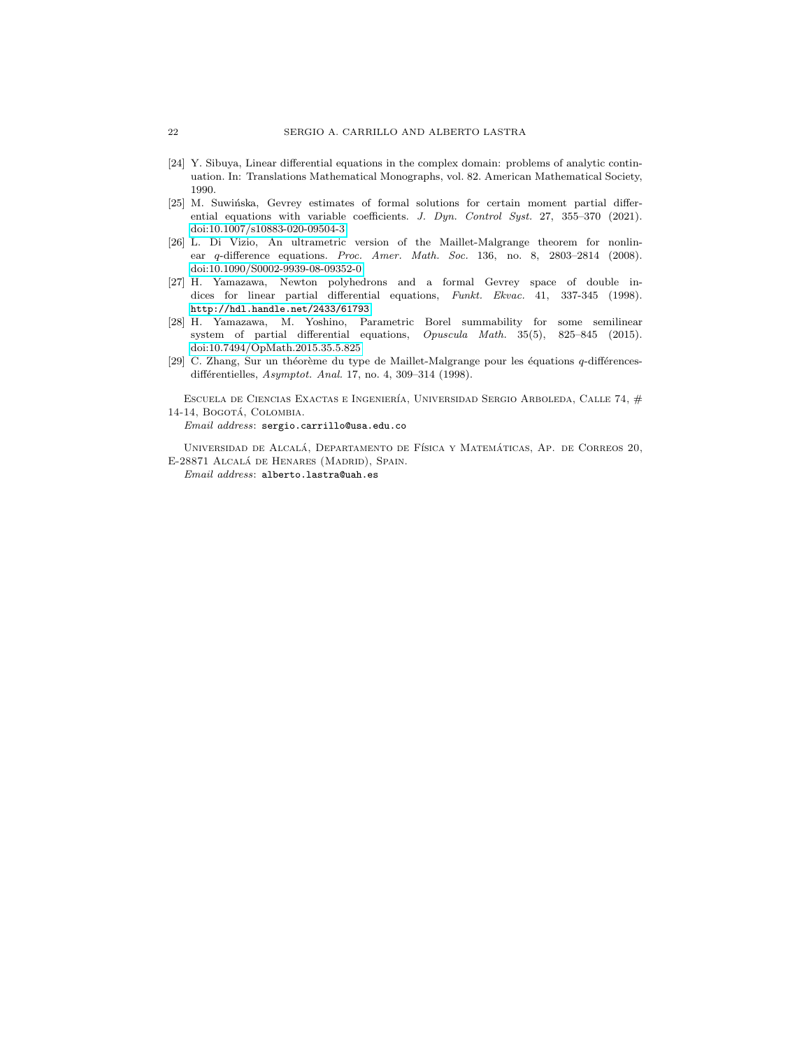[24] Y. Sibuya, Linear differential equations in the complex domain: problems of analytic continuation. In: Translations Mathematical Monographs, vol. 82. American Mathematical Society, 1990.

[25] M. Suwińska, Gevrey estimates of formal solutions for certain moment partial differential equations with variable coefficients. *J. Dyn. Control Syst.* 27, 355–370 (2021). doi:10.1007/s10883-020-09504-3

[26] L. Di Vizio, An ultrametric version of the Maillet-Malgrange theorem for nonlinear $q$-difference equations. *Proc. Amer. Math. Soc.* 136, no. 8, 2803–2814 (2008). doi:10.1090/S0002-9939-08-09352-0

[27] H. Yamazawa, Newton polyhedrons and a formal Gevrey space of double indices for linear partial differential equations, *Funkt. Ekvac.* 41, 337-345 (1998). http://hdl.handle.net/2433/61793

[28] H. Yamazawa, M. Yoshino, Parametric Borel summability for some semilinear system of partial differential equations, *Opuscula Math.* 35(5), 825–845 (2015). doi:10.7494/OpMath.2015.35.5.825

[29] C. Zhang, Sur un théorème du type de Maillet-Malgrange pour les équations $q$-différences-différentielles, *Asymptot. Anal.* 17, no. 4, 309–314 (1998).

Escuela de Ciencias Exactas e Ingeniería, Universidad Sergio Arboleda, Calle 74, # 14-14, Bogotá, Colombia.

*Email address*: sergio.carrillo@usa.edu.co

Universidad de Alcalá, Departamento de Física y Matemáticas, Ap. de Correos 20, E-28871 Alcalá de Henares (Madrid), Spain.

*Email address*: alberto.lastra@uah.es